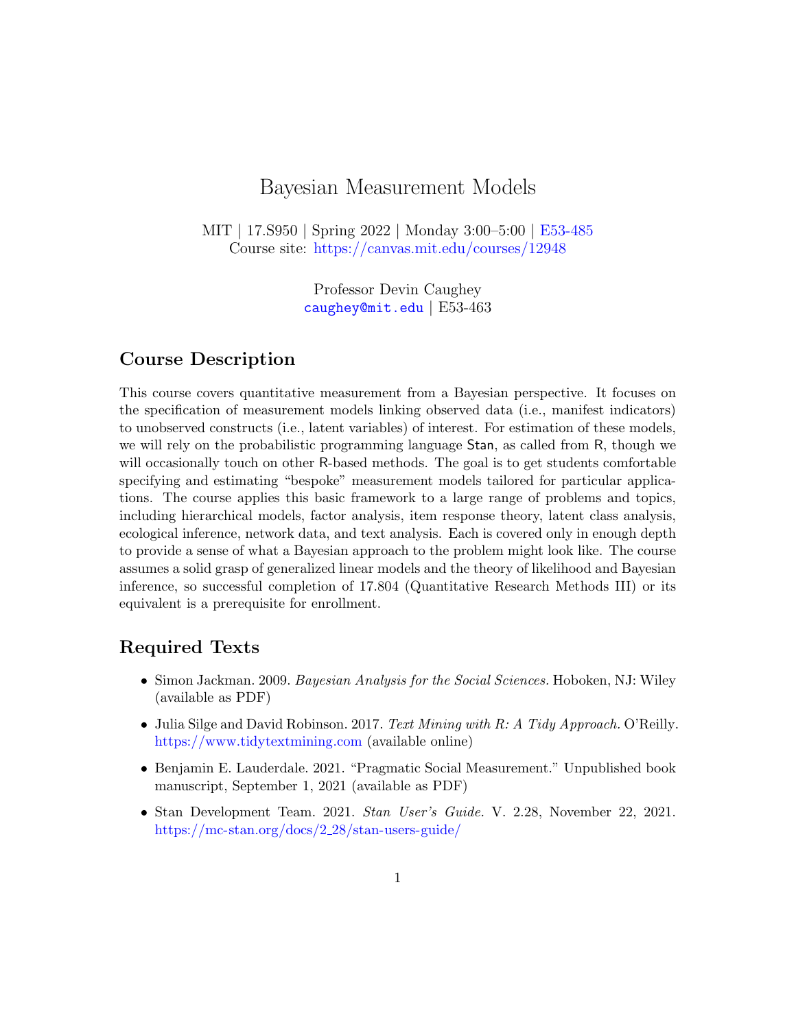# Bayesian Measurement Models

MIT | 17.S950 | Spring 2022 | Monday 3:00–5:00 | E53-485
Course site: https://canvas.mit.edu/courses/12948

Professor Devin Caughey
caughey@mit.edu | E53-463

## Course Description

This course covers quantitative measurement from a Bayesian perspective. It focuses on the specification of measurement models linking observed data (i.e., manifest indicators) to unobserved constructs (i.e., latent variables) of interest. For estimation of these models, we will rely on the probabilistic programming language Stan, as called from R, though we will occasionally touch on other R-based methods. The goal is to get students comfortable specifying and estimating "bespoke" measurement models tailored for particular applications. The course applies this basic framework to a large range of problems and topics, including hierarchical models, factor analysis, item response theory, latent class analysis, ecological inference, network data, and text analysis. Each is covered only in enough depth to provide a sense of what a Bayesian approach to the problem might look like. The course assumes a solid grasp of generalized linear models and the theory of likelihood and Bayesian inference, so successful completion of 17.804 (Quantitative Research Methods III) or its equivalent is a prerequisite for enrollment.

## Required Texts

- Simon Jackman. 2009. *Bayesian Analysis for the Social Sciences.* Hoboken, NJ: Wiley (available as PDF)
- Julia Silge and David Robinson. 2017. *Text Mining with R: A Tidy Approach.* O'Reilly. https://www.tidytextmining.com (available online)
- Benjamin E. Lauderdale. 2021. "Pragmatic Social Measurement." Unpublished book manuscript, September 1, 2021 (available as PDF)
- Stan Development Team. 2021. *Stan User's Guide.* V. 2.28, November 22, 2021. https://mc-stan.org/docs/2_28/stan-users-guide/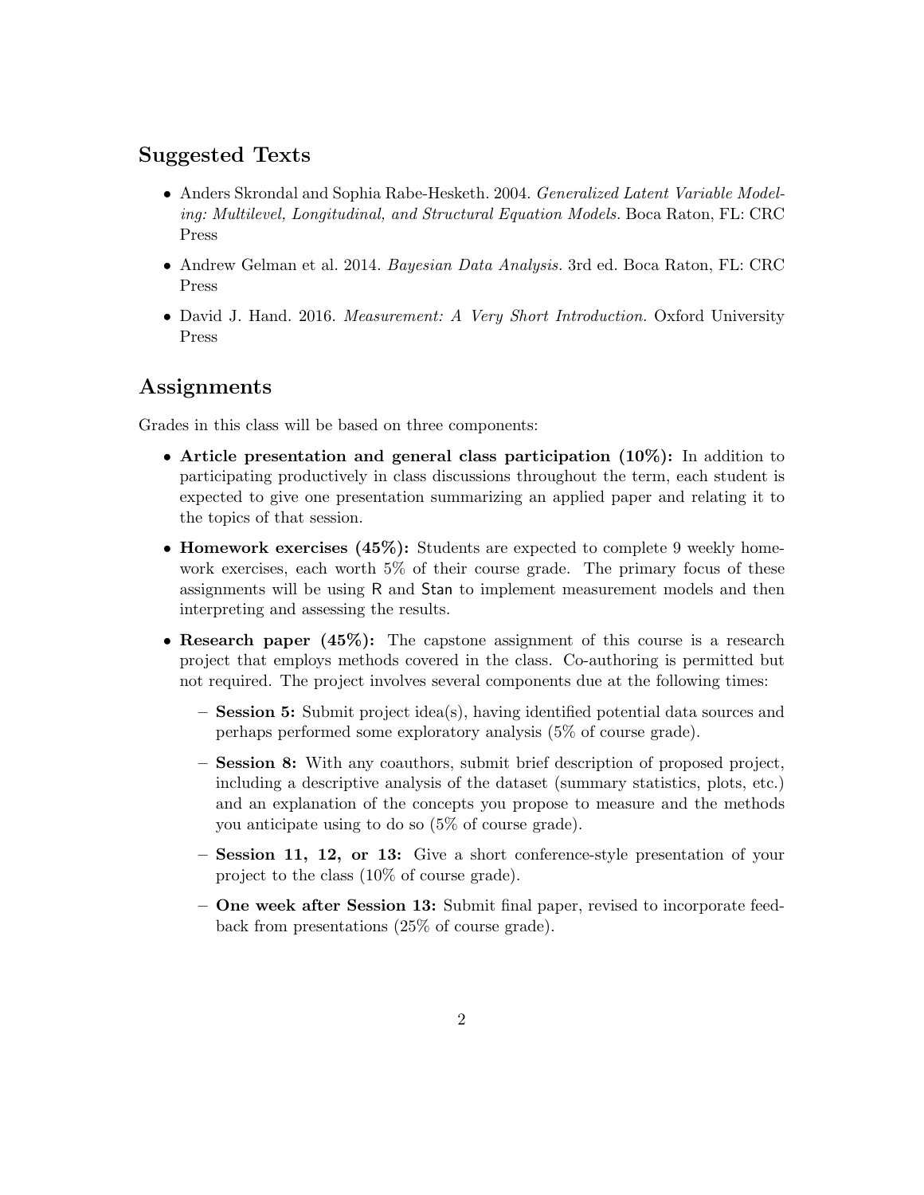## Suggested Texts

- Anders Skrondal and Sophia Rabe-Hesketh. 2004. *Generalized Latent Variable Modeling: Multilevel, Longitudinal, and Structural Equation Models.* Boca Raton, FL: CRC Press
- Andrew Gelman et al. 2014. *Bayesian Data Analysis.* 3rd ed. Boca Raton, FL: CRC Press
- David J. Hand. 2016. *Measurement: A Very Short Introduction.* Oxford University Press

## Assignments

Grades in this class will be based on three components:

- **Article presentation and general class participation (10%):** In addition to participating productively in class discussions throughout the term, each student is expected to give one presentation summarizing an applied paper and relating it to the topics of that session.
- **Homework exercises (45%):** Students are expected to complete 9 weekly homework exercises, each worth 5% of their course grade. The primary focus of these assignments will be using R and Stan to implement measurement models and then interpreting and assessing the results.
- **Research paper (45%):** The capstone assignment of this course is a research project that employs methods covered in the class. Co-authoring is permitted but not required. The project involves several components due at the following times:
  - **Session 5:** Submit project idea(s), having identified potential data sources and perhaps performed some exploratory analysis (5% of course grade).
  - **Session 8:** With any coauthors, submit brief description of proposed project, including a descriptive analysis of the dataset (summary statistics, plots, etc.) and an explanation of the concepts you propose to measure and the methods you anticipate using to do so (5% of course grade).
  - **Session 11, 12, or 13:** Give a short conference-style presentation of your project to the class (10% of course grade).
  - **One week after Session 13:** Submit final paper, revised to incorporate feedback from presentations (25% of course grade).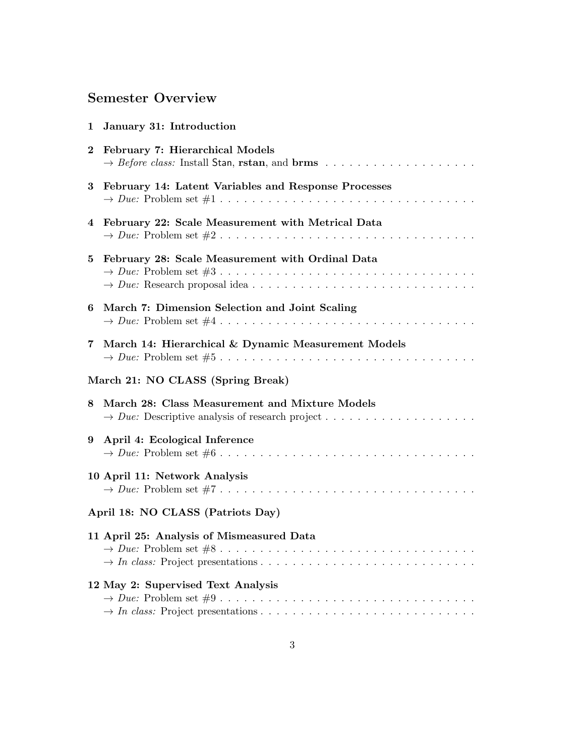## Semester Overview

### 1 January 31: Introduction

### 2 February 7: Hierarchical Models

→ *Before class:* Install Stan, **rstan**, and **brms**

### 3 February 14: Latent Variables and Response Processes

→ *Due:* Problem set #1

### 4 February 22: Scale Measurement with Metrical Data

→ *Due:* Problem set #2

### 5 February 28: Scale Measurement with Ordinal Data

→ *Due:* Problem set #3

→ *Due:* Research proposal idea

### 6 March 7: Dimension Selection and Joint Scaling

→ *Due:* Problem set #4

### 7 March 14: Hierarchical & Dynamic Measurement Models

→ *Due:* Problem set #5

### March 21: NO CLASS (Spring Break)

### 8 March 28: Class Measurement and Mixture Models

→ *Due:* Descriptive analysis of research project

### 9 April 4: Ecological Inference

→ *Due:* Problem set #6

### 10 April 11: Network Analysis

→ *Due:* Problem set #7

### April 18: NO CLASS (Patriots Day)

### 11 April 25: Analysis of Mismeasured Data

→ *Due:* Problem set #8

→ *In class:* Project presentations

### 12 May 2: Supervised Text Analysis

→ *Due:* Problem set #9

→ *In class:* Project presentations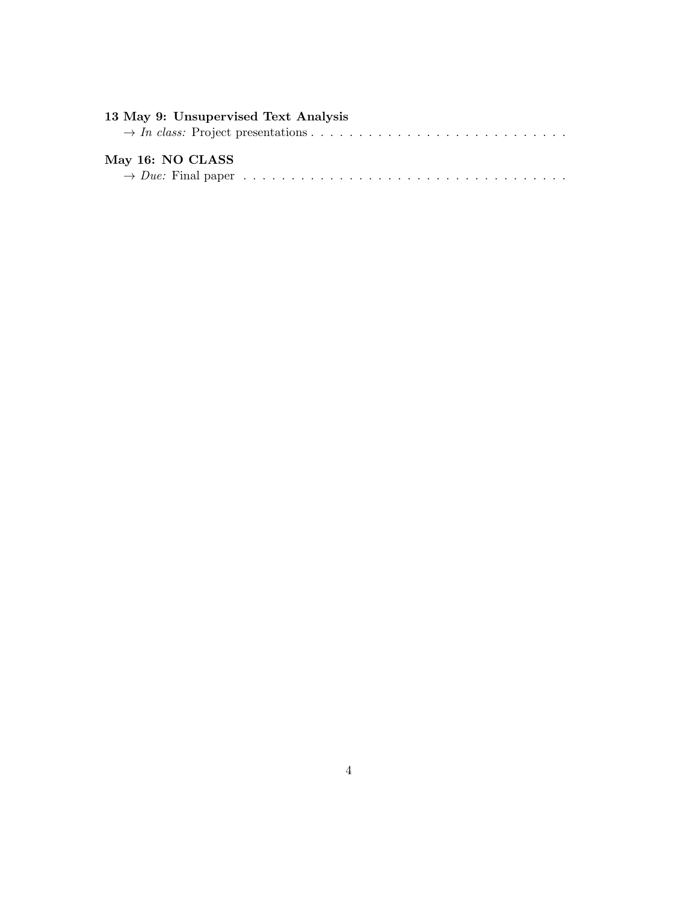### 13 May 9: Unsupervised Text Analysis

→ *In class:* Project presentations . . . . . . . . . . . . . . . . . . . . . . . . . . . .

### May 16: NO CLASS

→ *Due:* Final paper . . . . . . . . . . . . . . . . . . . . . . . . . . . . . . . . . . . .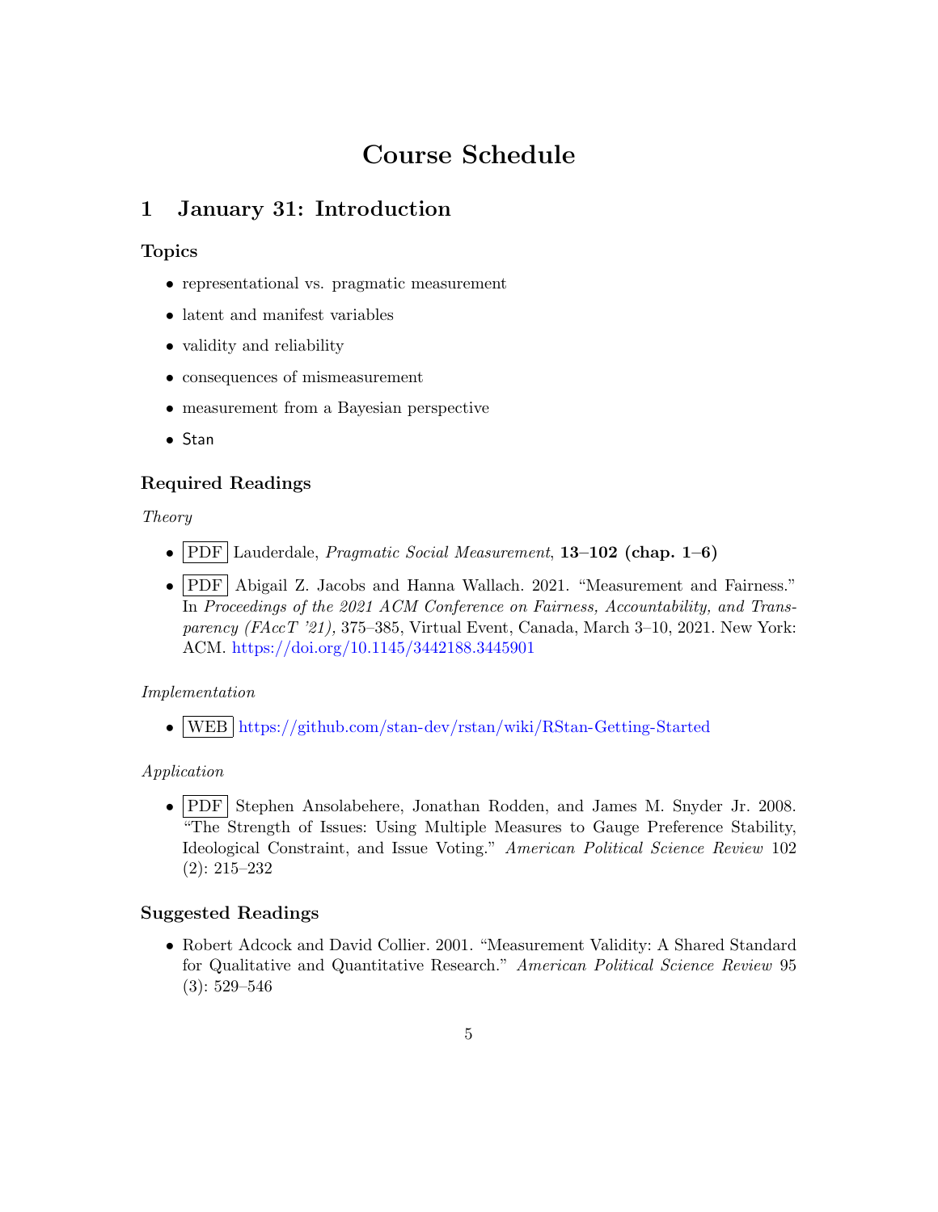# Course Schedule

## 1 January 31: Introduction

### Topics

- representational vs. pragmatic measurement
- latent and manifest variables
- validity and reliability
- consequences of mismeasurement
- measurement from a Bayesian perspective
- Stan

### Required Readings

*Theory*

- PDF Lauderdale, *Pragmatic Social Measurement*, **13–102 (chap. 1–6)**
- PDF Abigail Z. Jacobs and Hanna Wallach. 2021. "Measurement and Fairness." In *Proceedings of the 2021 ACM Conference on Fairness, Accountability, and Transparency (FAccT '21),* 375–385, Virtual Event, Canada, March 3–10, 2021. New York: ACM. https://doi.org/10.1145/3442188.3445901

*Implementation*

- WEB https://github.com/stan-dev/rstan/wiki/RStan-Getting-Started

*Application*

- PDF Stephen Ansolabehere, Jonathan Rodden, and James M. Snyder Jr. 2008. "The Strength of Issues: Using Multiple Measures to Gauge Preference Stability, Ideological Constraint, and Issue Voting." *American Political Science Review* 102 (2): 215–232

### Suggested Readings

- Robert Adcock and David Collier. 2001. "Measurement Validity: A Shared Standard for Qualitative and Quantitative Research." *American Political Science Review* 95 (3): 529–546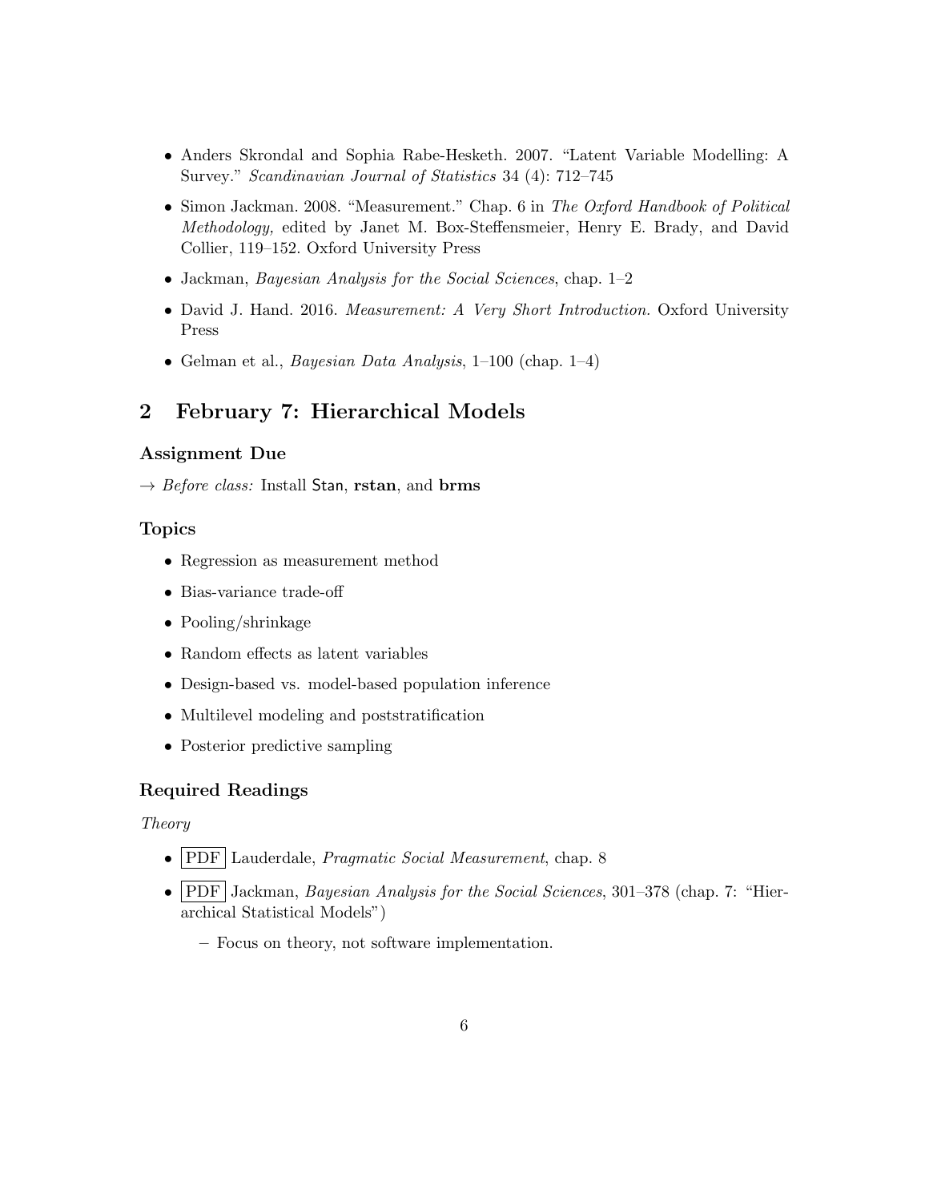- Anders Skrondal and Sophia Rabe-Hesketh. 2007. "Latent Variable Modelling: A Survey." *Scandinavian Journal of Statistics* 34 (4): 712–745
- Simon Jackman. 2008. "Measurement." Chap. 6 in *The Oxford Handbook of Political Methodology,* edited by Janet M. Box-Steffensmeier, Henry E. Brady, and David Collier, 119–152. Oxford University Press
- Jackman, *Bayesian Analysis for the Social Sciences*, chap. 1–2
- David J. Hand. 2016. *Measurement: A Very Short Introduction.* Oxford University Press
- Gelman et al., *Bayesian Data Analysis*, 1–100 (chap. 1–4)

## 2 February 7: Hierarchical Models

### Assignment Due

→ *Before class:* Install Stan, **rstan**, and **brms**

### Topics

- Regression as measurement method
- Bias-variance trade-off
- Pooling/shrinkage
- Random effects as latent variables
- Design-based vs. model-based population inference
- Multilevel modeling and poststratification
- Posterior predictive sampling

### Required Readings

*Theory*

- PDF Lauderdale, *Pragmatic Social Measurement*, chap. 8
- PDF Jackman, *Bayesian Analysis for the Social Sciences*, 301–378 (chap. 7: "Hierarchical Statistical Models")
  - Focus on theory, not software implementation.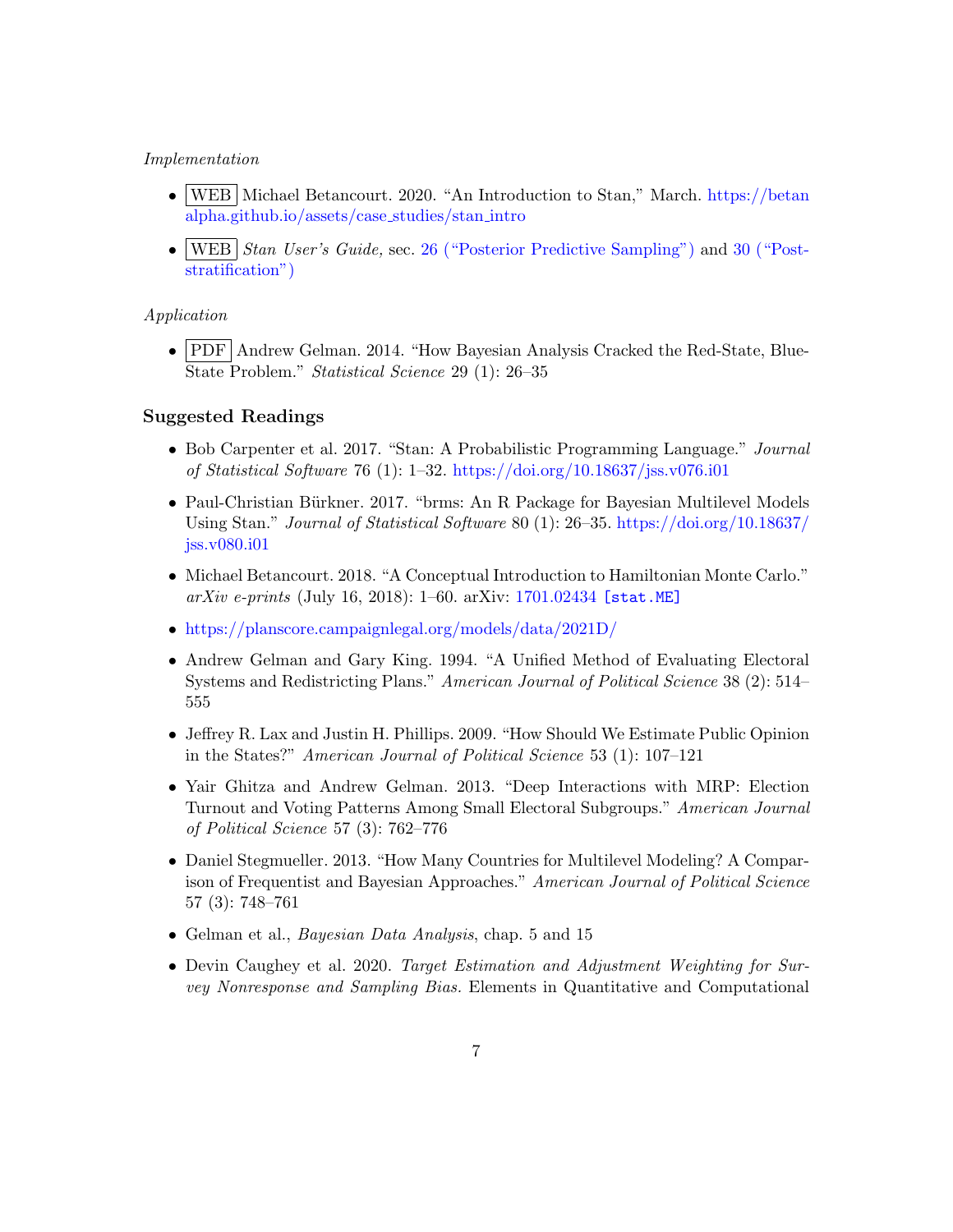*Implementation*

- WEB Michael Betancourt. 2020. "An Introduction to Stan," March. https://betanalpha.github.io/assets/case_studies/stan_intro
- WEB *Stan User's Guide,* sec. 26 ("Posterior Predictive Sampling") and 30 ("Post-stratification")

*Application*

- PDF Andrew Gelman. 2014. "How Bayesian Analysis Cracked the Red-State, Blue-State Problem." *Statistical Science* 29 (1): 26–35

### Suggested Readings

- Bob Carpenter et al. 2017. "Stan: A Probabilistic Programming Language." *Journal of Statistical Software* 76 (1): 1–32. https://doi.org/10.18637/jss.v076.i01
- Paul-Christian Bürkner. 2017. "brms: An R Package for Bayesian Multilevel Models Using Stan." *Journal of Statistical Software* 80 (1): 26–35. https://doi.org/10.18637/jss.v080.i01
- Michael Betancourt. 2018. "A Conceptual Introduction to Hamiltonian Monte Carlo." *arXiv e-prints* (July 16, 2018): 1–60. arXiv: 1701.02434 `[stat.ME]`
- https://planscore.campaignlegal.org/models/data/2021D/
- Andrew Gelman and Gary King. 1994. "A Unified Method of Evaluating Electoral Systems and Redistricting Plans." *American Journal of Political Science* 38 (2): 514–555
- Jeffrey R. Lax and Justin H. Phillips. 2009. "How Should We Estimate Public Opinion in the States?" *American Journal of Political Science* 53 (1): 107–121
- Yair Ghitza and Andrew Gelman. 2013. "Deep Interactions with MRP: Election Turnout and Voting Patterns Among Small Electoral Subgroups." *American Journal of Political Science* 57 (3): 762–776
- Daniel Stegmueller. 2013. "How Many Countries for Multilevel Modeling? A Comparison of Frequentist and Bayesian Approaches." *American Journal of Political Science* 57 (3): 748–761
- Gelman et al., *Bayesian Data Analysis*, chap. 5 and 15
- Devin Caughey et al. 2020. *Target Estimation and Adjustment Weighting for Survey Nonresponse and Sampling Bias.* Elements in Quantitative and Computational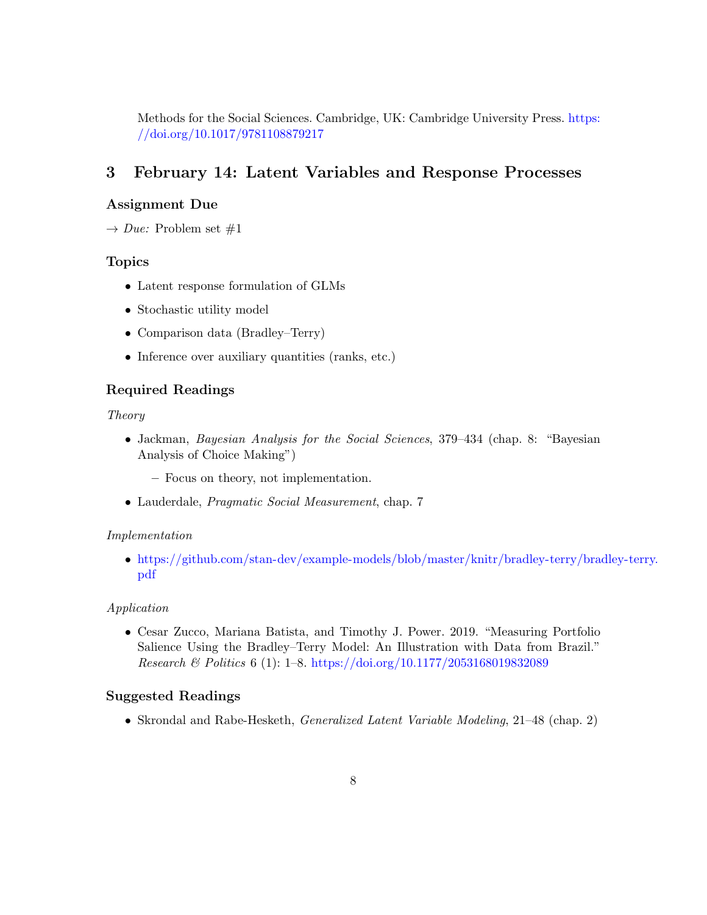Methods for the Social Sciences. Cambridge, UK: Cambridge University Press. https://doi.org/10.1017/9781108879217

## 3 February 14: Latent Variables and Response Processes

### Assignment Due

→ *Due:* Problem set #1

### Topics

- Latent response formulation of GLMs
- Stochastic utility model
- Comparison data (Bradley–Terry)
- Inference over auxiliary quantities (ranks, etc.)

### Required Readings

*Theory*

- Jackman, *Bayesian Analysis for the Social Sciences*, 379–434 (chap. 8: "Bayesian Analysis of Choice Making")
  - Focus on theory, not implementation.
- Lauderdale, *Pragmatic Social Measurement*, chap. 7

*Implementation*

- https://github.com/stan-dev/example-models/blob/master/knitr/bradley-terry/bradley-terry.pdf

*Application*

- Cesar Zucco, Mariana Batista, and Timothy J. Power. 2019. "Measuring Portfolio Salience Using the Bradley–Terry Model: An Illustration with Data from Brazil." *Research & Politics* 6 (1): 1–8. https://doi.org/10.1177/2053168019832089

### Suggested Readings

- Skrondal and Rabe-Hesketh, *Generalized Latent Variable Modeling*, 21–48 (chap. 2)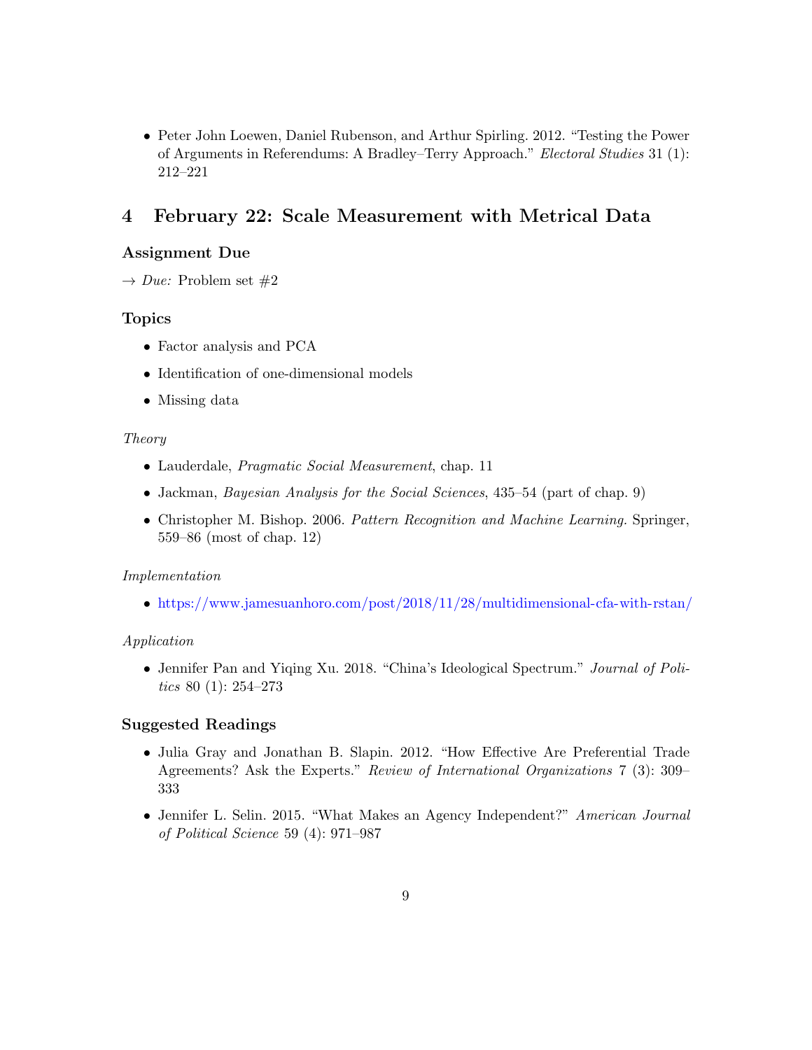- Peter John Loewen, Daniel Rubenson, and Arthur Spirling. 2012. "Testing the Power of Arguments in Referendums: A Bradley–Terry Approach." *Electoral Studies* 31 (1): 212–221

## 4 February 22: Scale Measurement with Metrical Data

### Assignment Due

→ *Due:* Problem set #2

### Topics

- Factor analysis and PCA
- Identification of one-dimensional models
- Missing data

*Theory*

- Lauderdale, *Pragmatic Social Measurement*, chap. 11
- Jackman, *Bayesian Analysis for the Social Sciences*, 435–54 (part of chap. 9)
- Christopher M. Bishop. 2006. *Pattern Recognition and Machine Learning.* Springer, 559–86 (most of chap. 12)

*Implementation*

- https://www.jamesuanhoro.com/post/2018/11/28/multidimensional-cfa-with-rstan/

*Application*

- Jennifer Pan and Yiqing Xu. 2018. "China's Ideological Spectrum." *Journal of Politics* 80 (1): 254–273

### Suggested Readings

- Julia Gray and Jonathan B. Slapin. 2012. "How Effective Are Preferential Trade Agreements? Ask the Experts." *Review of International Organizations* 7 (3): 309–333
- Jennifer L. Selin. 2015. "What Makes an Agency Independent?" *American Journal of Political Science* 59 (4): 971–987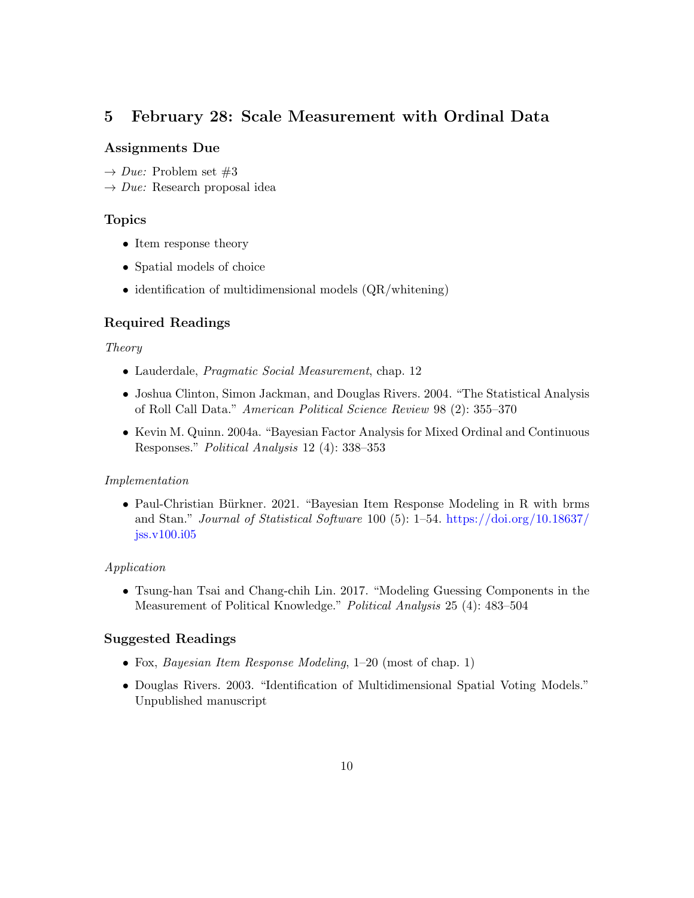## 5 February 28: Scale Measurement with Ordinal Data

### Assignments Due

→ *Due:* Problem set #3
→ *Due:* Research proposal idea

### Topics

- Item response theory
- Spatial models of choice
- identification of multidimensional models (QR/whitening)

### Required Readings

*Theory*

- Lauderdale, *Pragmatic Social Measurement*, chap. 12
- Joshua Clinton, Simon Jackman, and Douglas Rivers. 2004. "The Statistical Analysis of Roll Call Data." *American Political Science Review* 98 (2): 355–370
- Kevin M. Quinn. 2004a. "Bayesian Factor Analysis for Mixed Ordinal and Continuous Responses." *Political Analysis* 12 (4): 338–353

*Implementation*

- Paul-Christian Bürkner. 2021. "Bayesian Item Response Modeling in R with brms and Stan." *Journal of Statistical Software* 100 (5): 1–54. https://doi.org/10.18637/jss.v100.i05

*Application*

- Tsung-han Tsai and Chang-chih Lin. 2017. "Modeling Guessing Components in the Measurement of Political Knowledge." *Political Analysis* 25 (4): 483–504

### Suggested Readings

- Fox, *Bayesian Item Response Modeling*, 1–20 (most of chap. 1)
- Douglas Rivers. 2003. "Identification of Multidimensional Spatial Voting Models." Unpublished manuscript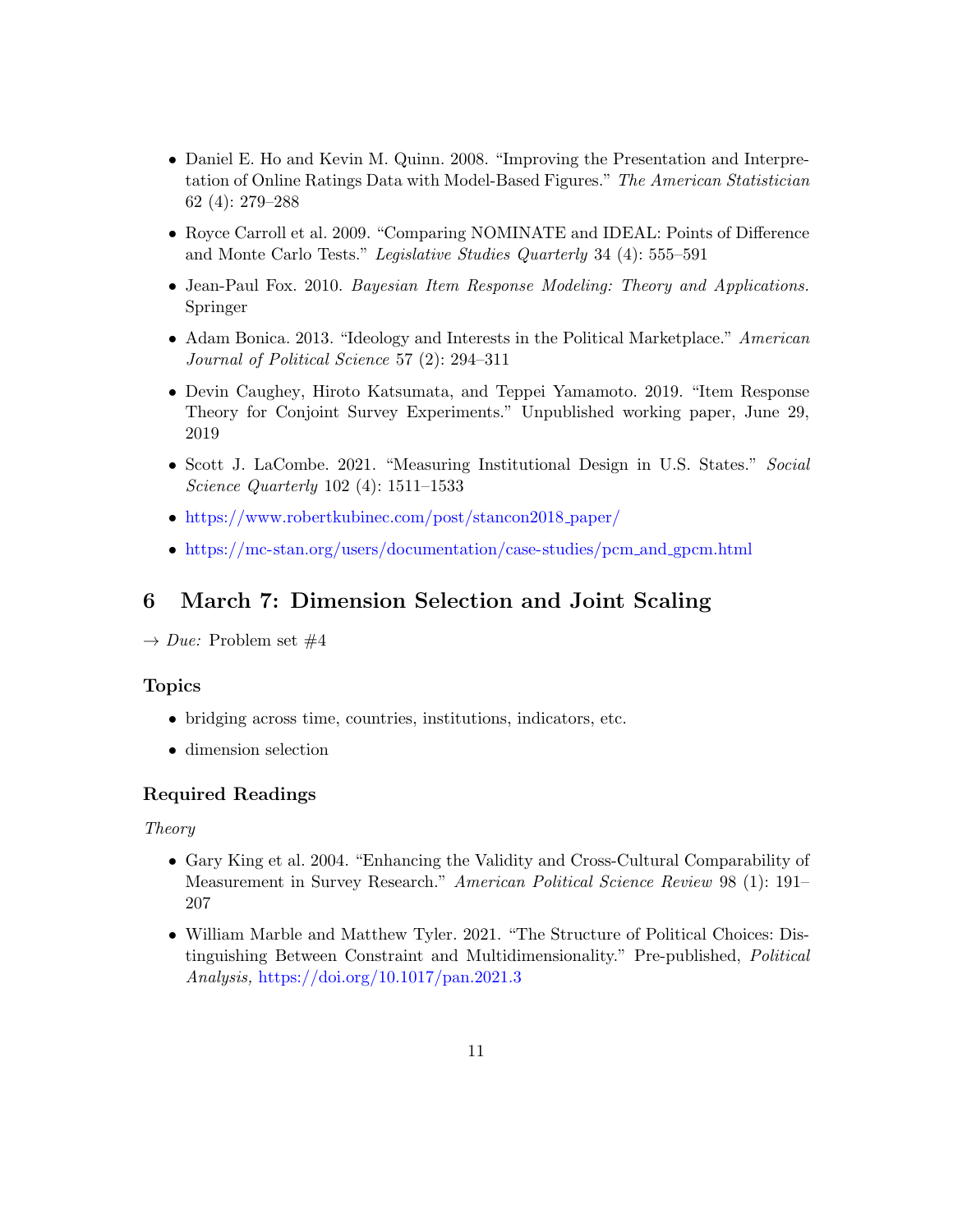- Daniel E. Ho and Kevin M. Quinn. 2008. "Improving the Presentation and Interpretation of Online Ratings Data with Model-Based Figures." *The American Statistician* 62 (4): 279–288
- Royce Carroll et al. 2009. "Comparing NOMINATE and IDEAL: Points of Difference and Monte Carlo Tests." *Legislative Studies Quarterly* 34 (4): 555–591
- Jean-Paul Fox. 2010. *Bayesian Item Response Modeling: Theory and Applications.* Springer
- Adam Bonica. 2013. "Ideology and Interests in the Political Marketplace." *American Journal of Political Science* 57 (2): 294–311
- Devin Caughey, Hiroto Katsumata, and Teppei Yamamoto. 2019. "Item Response Theory for Conjoint Survey Experiments." Unpublished working paper, June 29, 2019
- Scott J. LaCombe. 2021. "Measuring Institutional Design in U.S. States." *Social Science Quarterly* 102 (4): 1511–1533
- https://www.robertkubinec.com/post/stancon2018_paper/
- https://mc-stan.org/users/documentation/case-studies/pcm_and_gpcm.html

# 6 March 7: Dimension Selection and Joint Scaling

→ *Due:* Problem set #4

### Topics

- bridging across time, countries, institutions, indicators, etc.
- dimension selection

### Required Readings

*Theory*

- Gary King et al. 2004. "Enhancing the Validity and Cross-Cultural Comparability of Measurement in Survey Research." *American Political Science Review* 98 (1): 191–207
- William Marble and Matthew Tyler. 2021. "The Structure of Political Choices: Distinguishing Between Constraint and Multidimensionality." Pre-published, *Political Analysis,* https://doi.org/10.1017/pan.2021.3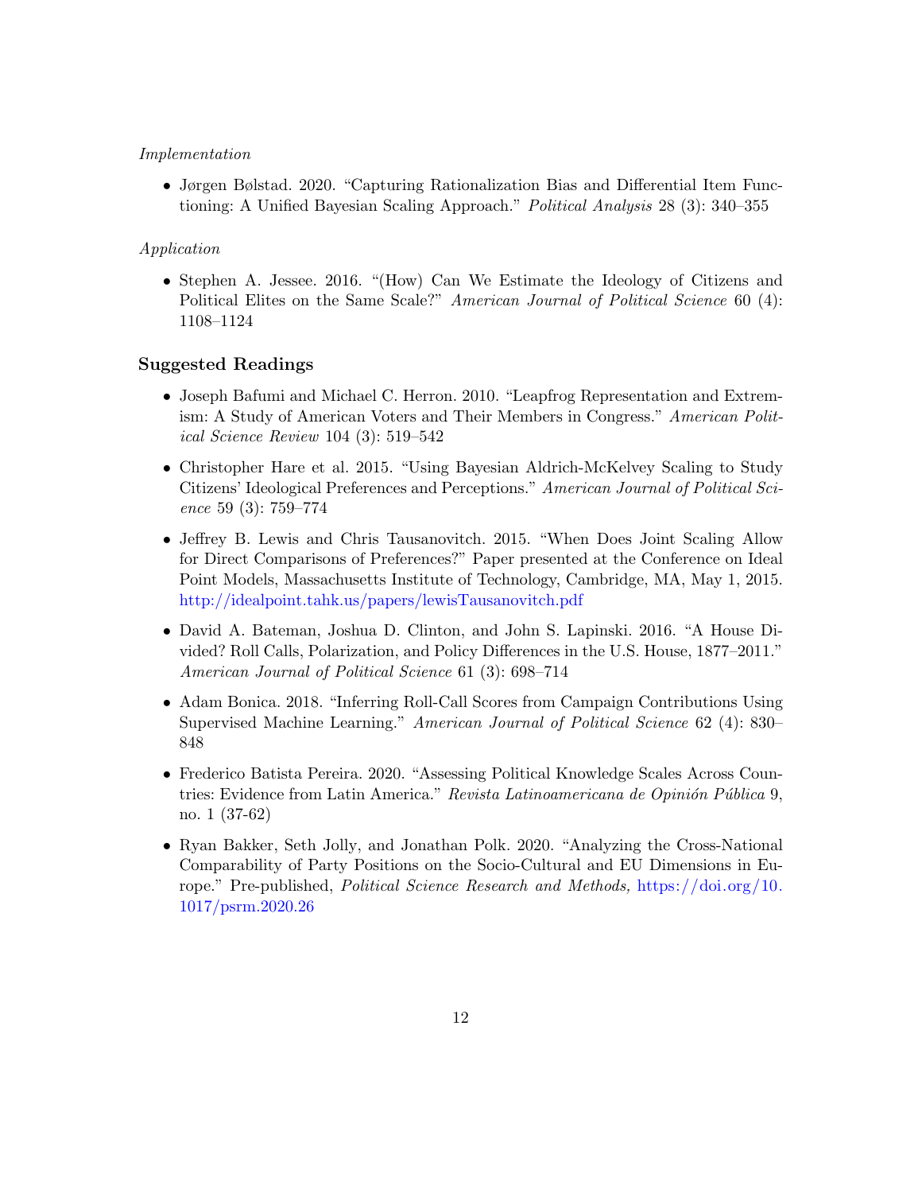*Implementation*

- Jørgen Bølstad. 2020. "Capturing Rationalization Bias and Differential Item Functioning: A Unified Bayesian Scaling Approach." *Political Analysis* 28 (3): 340–355

*Application*

- Stephen A. Jessee. 2016. "(How) Can We Estimate the Ideology of Citizens and Political Elites on the Same Scale?" *American Journal of Political Science* 60 (4): 1108–1124

### Suggested Readings

- Joseph Bafumi and Michael C. Herron. 2010. "Leapfrog Representation and Extremism: A Study of American Voters and Their Members in Congress." *American Political Science Review* 104 (3): 519–542
- Christopher Hare et al. 2015. "Using Bayesian Aldrich-McKelvey Scaling to Study Citizens' Ideological Preferences and Perceptions." *American Journal of Political Science* 59 (3): 759–774
- Jeffrey B. Lewis and Chris Tausanovitch. 2015. "When Does Joint Scaling Allow for Direct Comparisons of Preferences?" Paper presented at the Conference on Ideal Point Models, Massachusetts Institute of Technology, Cambridge, MA, May 1, 2015. http://idealpoint.tahk.us/papers/lewisTausanovitch.pdf
- David A. Bateman, Joshua D. Clinton, and John S. Lapinski. 2016. "A House Divided? Roll Calls, Polarization, and Policy Differences in the U.S. House, 1877–2011." *American Journal of Political Science* 61 (3): 698–714
- Adam Bonica. 2018. "Inferring Roll-Call Scores from Campaign Contributions Using Supervised Machine Learning." *American Journal of Political Science* 62 (4): 830–848
- Frederico Batista Pereira. 2020. "Assessing Political Knowledge Scales Across Countries: Evidence from Latin America." *Revista Latinoamericana de Opinión Pública* 9, no. 1 (37-62)
- Ryan Bakker, Seth Jolly, and Jonathan Polk. 2020. "Analyzing the Cross-National Comparability of Party Positions on the Socio-Cultural and EU Dimensions in Europe." Pre-published, *Political Science Research and Methods,* https://doi.org/10.1017/psrm.2020.26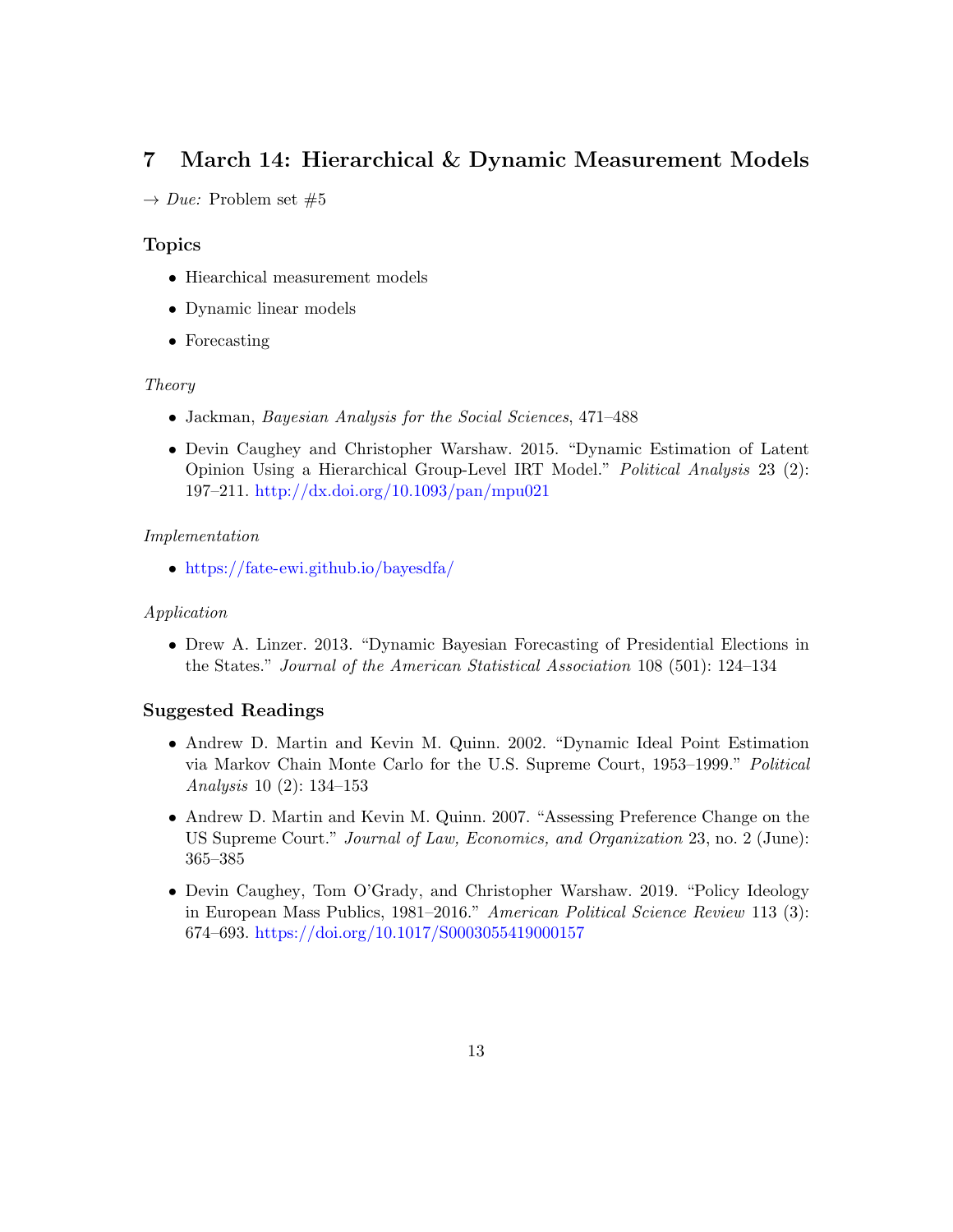## 7 March 14: Hierarchical & Dynamic Measurement Models

→ *Due:* Problem set #5

### Topics

- Hiearchical measurement models
- Dynamic linear models
- Forecasting

*Theory*

- Jackman, *Bayesian Analysis for the Social Sciences*, 471–488
- Devin Caughey and Christopher Warshaw. 2015. "Dynamic Estimation of Latent Opinion Using a Hierarchical Group-Level IRT Model." *Political Analysis* 23 (2): 197–211. http://dx.doi.org/10.1093/pan/mpu021

*Implementation*

- https://fate-ewi.github.io/bayesdfa/

*Application*

- Drew A. Linzer. 2013. "Dynamic Bayesian Forecasting of Presidential Elections in the States." *Journal of the American Statistical Association* 108 (501): 124–134

### Suggested Readings

- Andrew D. Martin and Kevin M. Quinn. 2002. "Dynamic Ideal Point Estimation via Markov Chain Monte Carlo for the U.S. Supreme Court, 1953–1999." *Political Analysis* 10 (2): 134–153
- Andrew D. Martin and Kevin M. Quinn. 2007. "Assessing Preference Change on the US Supreme Court." *Journal of Law, Economics, and Organization* 23, no. 2 (June): 365–385
- Devin Caughey, Tom O'Grady, and Christopher Warshaw. 2019. "Policy Ideology in European Mass Publics, 1981–2016." *American Political Science Review* 113 (3): 674–693. https://doi.org/10.1017/S0003055419000157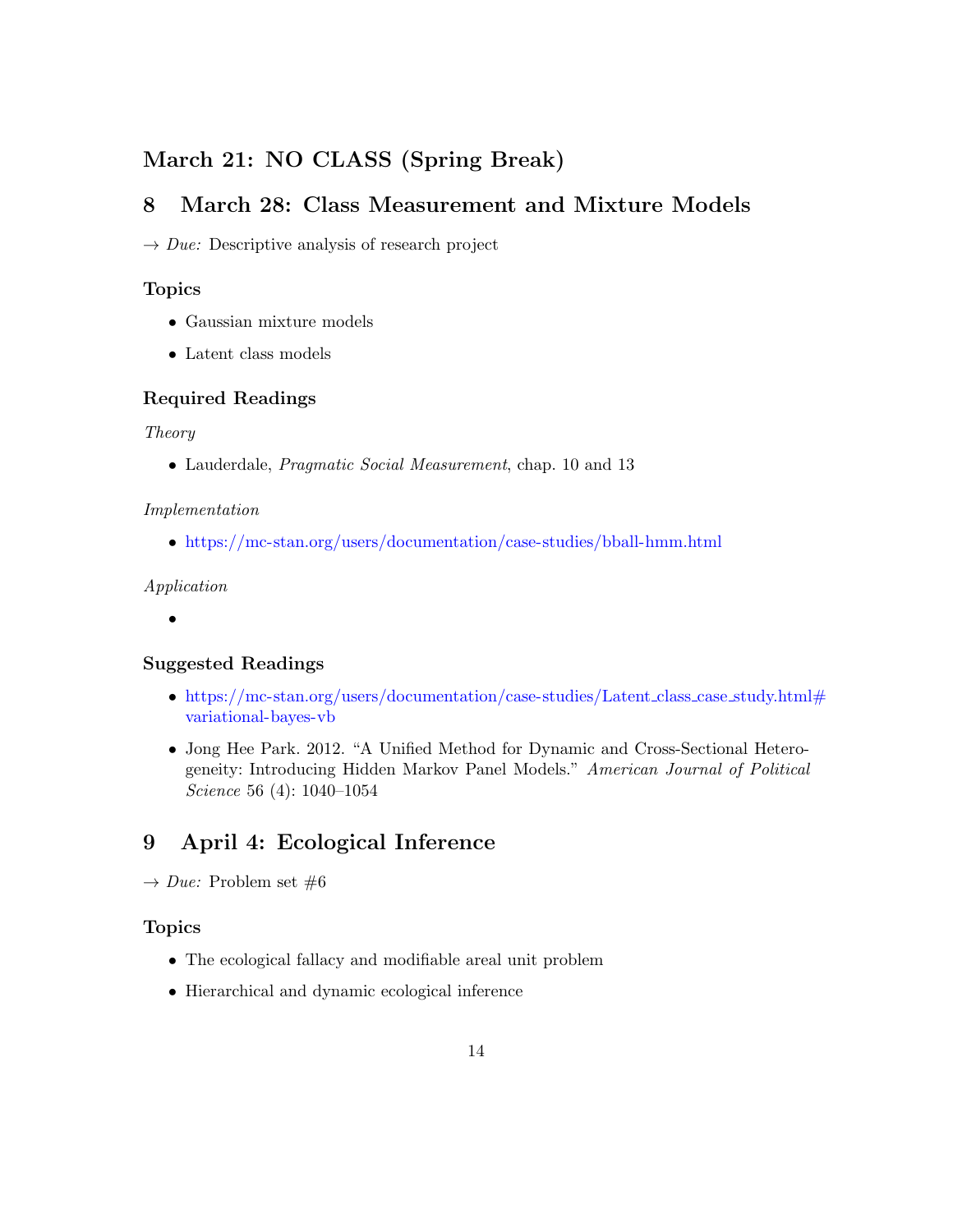## March 21: NO CLASS (Spring Break)

## 8 March 28: Class Measurement and Mixture Models

→ *Due:* Descriptive analysis of research project

### Topics

- Gaussian mixture models
- Latent class models

### Required Readings

*Theory*

- Lauderdale, *Pragmatic Social Measurement*, chap. 10 and 13

*Implementation*

- https://mc-stan.org/users/documentation/case-studies/bball-hmm.html

*Application*

- 

### Suggested Readings

- https://mc-stan.org/users/documentation/case-studies/Latent_class_case_study.html#variational-bayes-vb
- Jong Hee Park. 2012. "A Unified Method for Dynamic and Cross-Sectional Heterogeneity: Introducing Hidden Markov Panel Models." *American Journal of Political Science* 56 (4): 1040–1054

## 9 April 4: Ecological Inference

→ *Due:* Problem set #6

### Topics

- The ecological fallacy and modifiable areal unit problem
- Hierarchical and dynamic ecological inference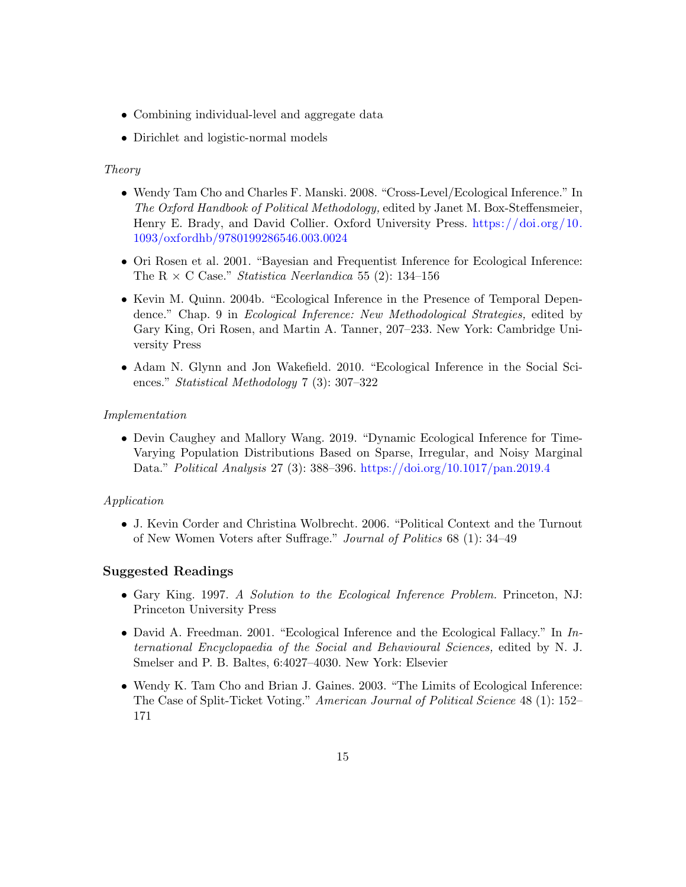- Combining individual-level and aggregate data
- Dirichlet and logistic-normal models

*Theory*

- Wendy Tam Cho and Charles F. Manski. 2008. "Cross-Level/Ecological Inference." In *The Oxford Handbook of Political Methodology,* edited by Janet M. Box-Steffensmeier, Henry E. Brady, and David Collier. Oxford University Press. https://doi.org/10.1093/oxfordhb/9780199286546.003.0024
- Ori Rosen et al. 2001. "Bayesian and Frequentist Inference for Ecological Inference: The R × C Case." *Statistica Neerlandica* 55 (2): 134–156
- Kevin M. Quinn. 2004b. "Ecological Inference in the Presence of Temporal Dependence." Chap. 9 in *Ecological Inference: New Methodological Strategies,* edited by Gary King, Ori Rosen, and Martin A. Tanner, 207–233. New York: Cambridge University Press
- Adam N. Glynn and Jon Wakefield. 2010. "Ecological Inference in the Social Sciences." *Statistical Methodology* 7 (3): 307–322

*Implementation*

- Devin Caughey and Mallory Wang. 2019. "Dynamic Ecological Inference for Time-Varying Population Distributions Based on Sparse, Irregular, and Noisy Marginal Data." *Political Analysis* 27 (3): 388–396. https://doi.org/10.1017/pan.2019.4

*Application*

- J. Kevin Corder and Christina Wolbrecht. 2006. "Political Context and the Turnout of New Women Voters after Suffrage." *Journal of Politics* 68 (1): 34–49

### Suggested Readings

- Gary King. 1997. *A Solution to the Ecological Inference Problem.* Princeton, NJ: Princeton University Press
- David A. Freedman. 2001. "Ecological Inference and the Ecological Fallacy." In *International Encyclopaedia of the Social and Behavioural Sciences,* edited by N. J. Smelser and P. B. Baltes, 6:4027–4030. New York: Elsevier
- Wendy K. Tam Cho and Brian J. Gaines. 2003. "The Limits of Ecological Inference: The Case of Split-Ticket Voting." *American Journal of Political Science* 48 (1): 152–171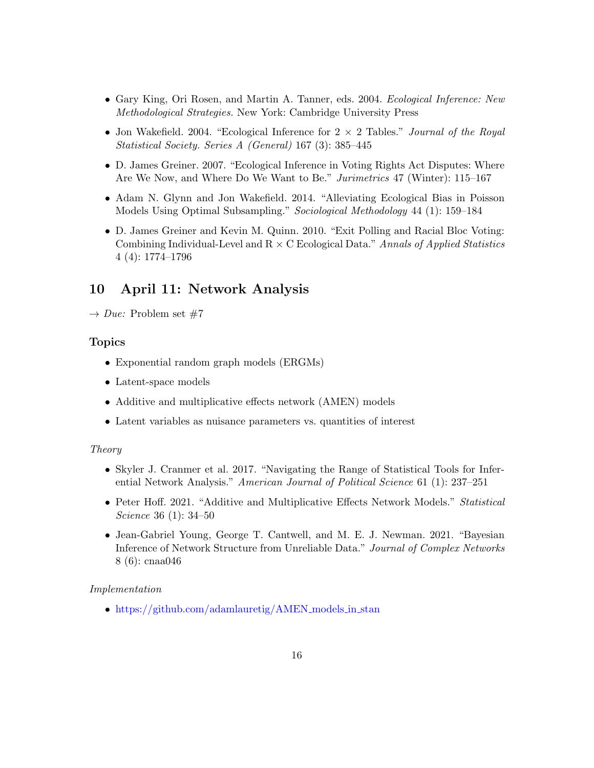- Gary King, Ori Rosen, and Martin A. Tanner, eds. 2004. *Ecological Inference: New Methodological Strategies.* New York: Cambridge University Press
- Jon Wakefield. 2004. "Ecological Inference for 2 × 2 Tables." *Journal of the Royal Statistical Society. Series A (General)* 167 (3): 385–445
- D. James Greiner. 2007. "Ecological Inference in Voting Rights Act Disputes: Where Are We Now, and Where Do We Want to Be." *Jurimetrics* 47 (Winter): 115–167
- Adam N. Glynn and Jon Wakefield. 2014. "Alleviating Ecological Bias in Poisson Models Using Optimal Subsampling." *Sociological Methodology* 44 (1): 159–184
- D. James Greiner and Kevin M. Quinn. 2010. "Exit Polling and Racial Bloc Voting: Combining Individual-Level and R × C Ecological Data." *Annals of Applied Statistics* 4 (4): 1774–1796

## 10 April 11: Network Analysis

→ *Due:* Problem set #7

### Topics

- Exponential random graph models (ERGMs)
- Latent-space models
- Additive and multiplicative effects network (AMEN) models
- Latent variables as nuisance parameters vs. quantities of interest

*Theory*

- Skyler J. Cranmer et al. 2017. "Navigating the Range of Statistical Tools for Inferential Network Analysis." *American Journal of Political Science* 61 (1): 237–251
- Peter Hoff. 2021. "Additive and Multiplicative Effects Network Models." *Statistical Science* 36 (1): 34–50
- Jean-Gabriel Young, George T. Cantwell, and M. E. J. Newman. 2021. "Bayesian Inference of Network Structure from Unreliable Data." *Journal of Complex Networks* 8 (6): cnaa046

*Implementation*

- https://github.com/adamlauretig/AMEN_models_in_stan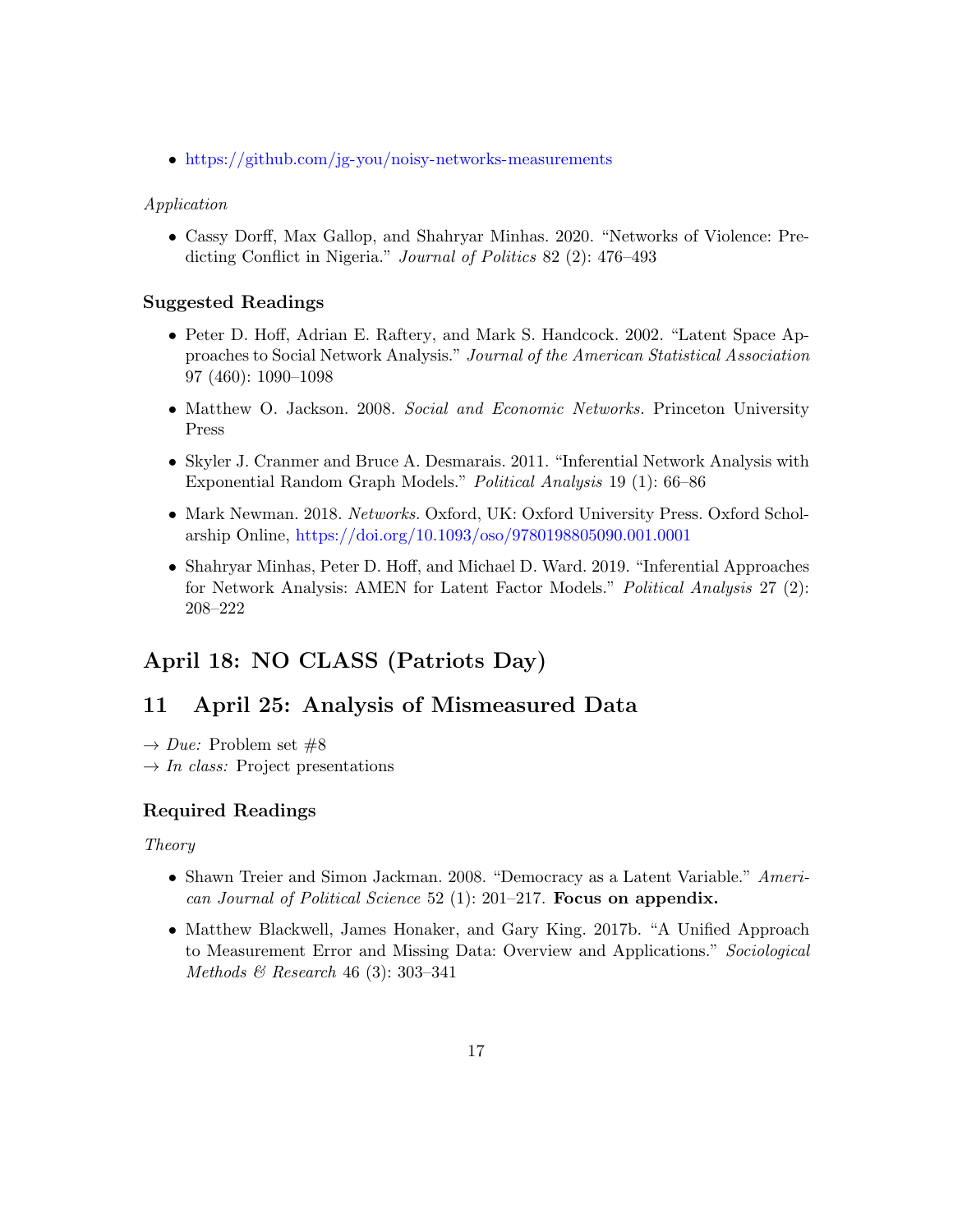- https://github.com/jg-you/noisy-networks-measurements

*Application*

- Cassy Dorff, Max Gallop, and Shahryar Minhas. 2020. "Networks of Violence: Predicting Conflict in Nigeria." *Journal of Politics* 82 (2): 476–493

### Suggested Readings

- Peter D. Hoff, Adrian E. Raftery, and Mark S. Handcock. 2002. "Latent Space Approaches to Social Network Analysis." *Journal of the American Statistical Association* 97 (460): 1090–1098
- Matthew O. Jackson. 2008. *Social and Economic Networks.* Princeton University Press
- Skyler J. Cranmer and Bruce A. Desmarais. 2011. "Inferential Network Analysis with Exponential Random Graph Models." *Political Analysis* 19 (1): 66–86
- Mark Newman. 2018. *Networks.* Oxford, UK: Oxford University Press. Oxford Scholarship Online, https://doi.org/10.1093/oso/9780198805090.001.0001
- Shahryar Minhas, Peter D. Hoff, and Michael D. Ward. 2019. "Inferential Approaches for Network Analysis: AMEN for Latent Factor Models." *Political Analysis* 27 (2): 208–222

## April 18: NO CLASS (Patriots Day)

## 11 April 25: Analysis of Mismeasured Data

→ *Due:* Problem set #8
→ *In class:* Project presentations

### Required Readings

*Theory*

- Shawn Treier and Simon Jackman. 2008. "Democracy as a Latent Variable." *American Journal of Political Science* 52 (1): 201–217. **Focus on appendix.**
- Matthew Blackwell, James Honaker, and Gary King. 2017b. "A Unified Approach to Measurement Error and Missing Data: Overview and Applications." *Sociological Methods & Research* 46 (3): 303–341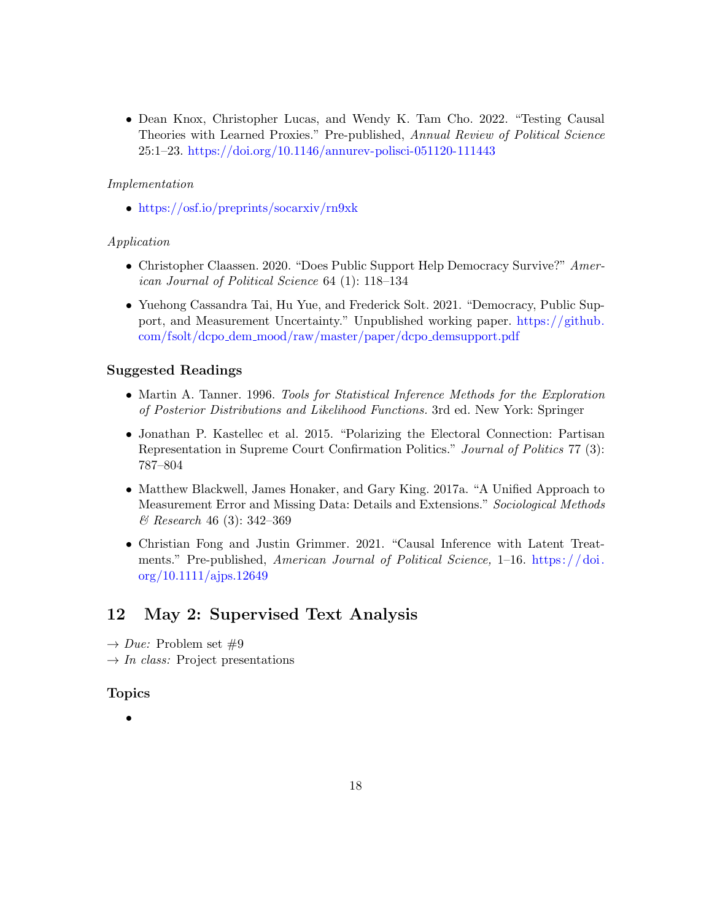- Dean Knox, Christopher Lucas, and Wendy K. Tam Cho. 2022. "Testing Causal Theories with Learned Proxies." Pre-published, *Annual Review of Political Science* 25:1–23. https://doi.org/10.1146/annurev-polisci-051120-111443

*Implementation*

- https://osf.io/preprints/socarxiv/rn9xk

*Application*

- Christopher Claassen. 2020. "Does Public Support Help Democracy Survive?" *American Journal of Political Science* 64 (1): 118–134
- Yuehong Cassandra Tai, Hu Yue, and Frederick Solt. 2021. "Democracy, Public Support, and Measurement Uncertainty." Unpublished working paper. https://github.com/fsolt/dcpo_dem_mood/raw/master/paper/dcpo_demsupport.pdf

### Suggested Readings

- Martin A. Tanner. 1996. *Tools for Statistical Inference Methods for the Exploration of Posterior Distributions and Likelihood Functions.* 3rd ed. New York: Springer
- Jonathan P. Kastellec et al. 2015. "Polarizing the Electoral Connection: Partisan Representation in Supreme Court Confirmation Politics." *Journal of Politics* 77 (3): 787–804
- Matthew Blackwell, James Honaker, and Gary King. 2017a. "A Unified Approach to Measurement Error and Missing Data: Details and Extensions." *Sociological Methods & Research* 46 (3): 342–369
- Christian Fong and Justin Grimmer. 2021. "Causal Inference with Latent Treatments." Pre-published, *American Journal of Political Science,* 1–16. https://doi.org/10.1111/ajps.12649

## 12 May 2: Supervised Text Analysis

→ *Due:* Problem set #9
→ *In class:* Project presentations

### Topics

-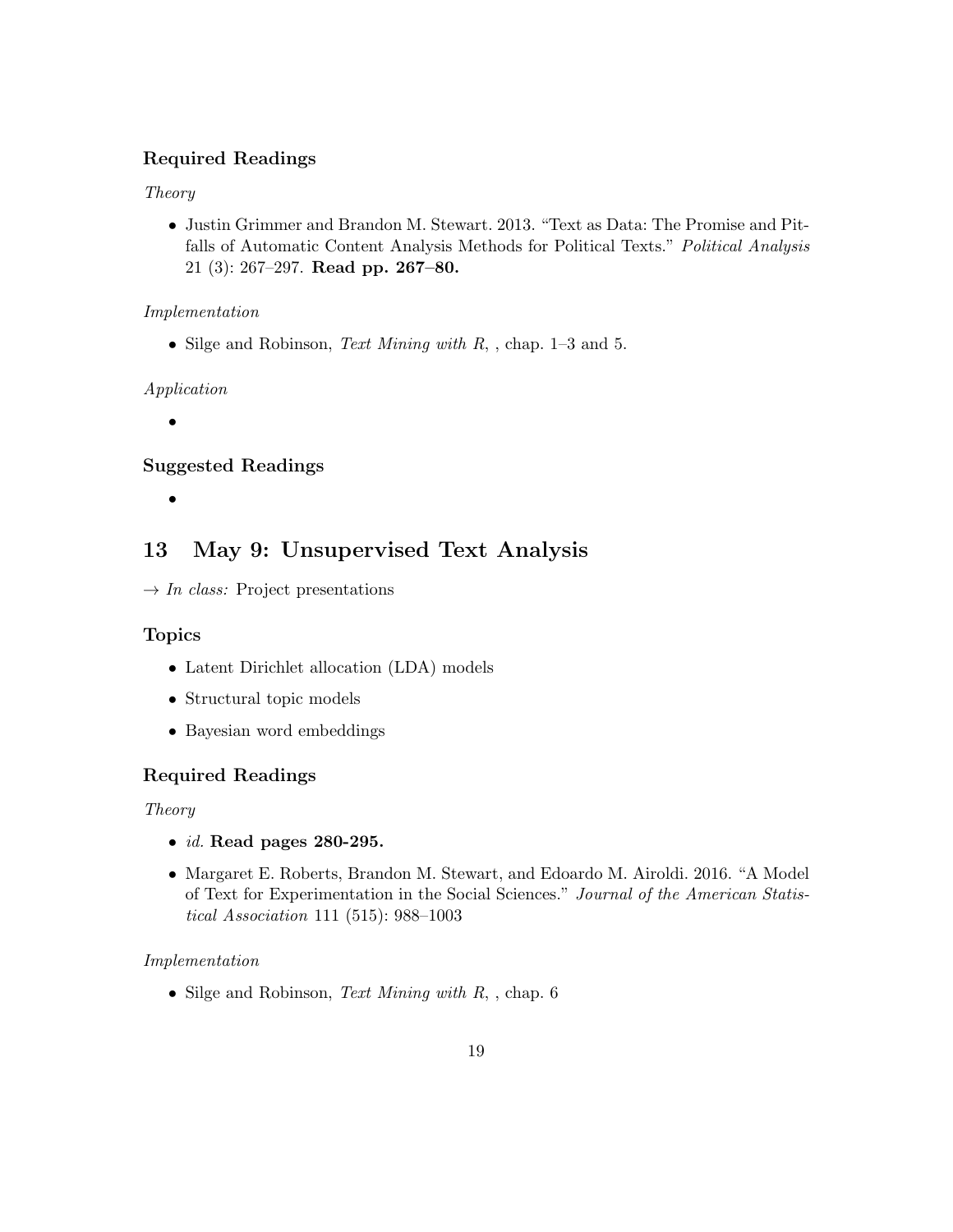### Required Readings

*Theory*

- Justin Grimmer and Brandon M. Stewart. 2013. "Text as Data: The Promise and Pitfalls of Automatic Content Analysis Methods for Political Texts." *Political Analysis* 21 (3): 267–297. **Read pp. 267–80.**

*Implementation*

- Silge and Robinson, *Text Mining with R*, , chap. 1–3 and 5.

*Application*

- 

### Suggested Readings

- 

## 13 May 9: Unsupervised Text Analysis

→ *In class:* Project presentations

### Topics

- Latent Dirichlet allocation (LDA) models
- Structural topic models
- Bayesian word embeddings

### Required Readings

*Theory*

- *id.* **Read pages 280-295.**
- Margaret E. Roberts, Brandon M. Stewart, and Edoardo M. Airoldi. 2016. "A Model of Text for Experimentation in the Social Sciences." *Journal of the American Statistical Association* 111 (515): 988–1003

*Implementation*

- Silge and Robinson, *Text Mining with R*, , chap. 6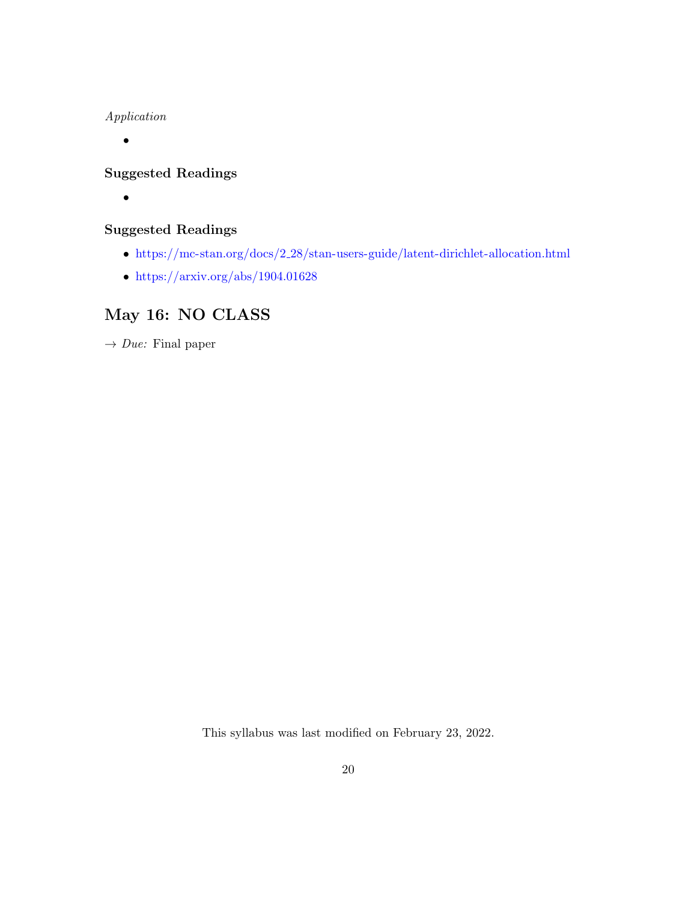*Application*

- 

### Suggested Readings

- 

### Suggested Readings

- https://mc-stan.org/docs/2_28/stan-users-guide/latent-dirichlet-allocation.html
- https://arxiv.org/abs/1904.01628

## May 16: NO CLASS

→ *Due:* Final paper

This syllabus was last modified on February 23, 2022.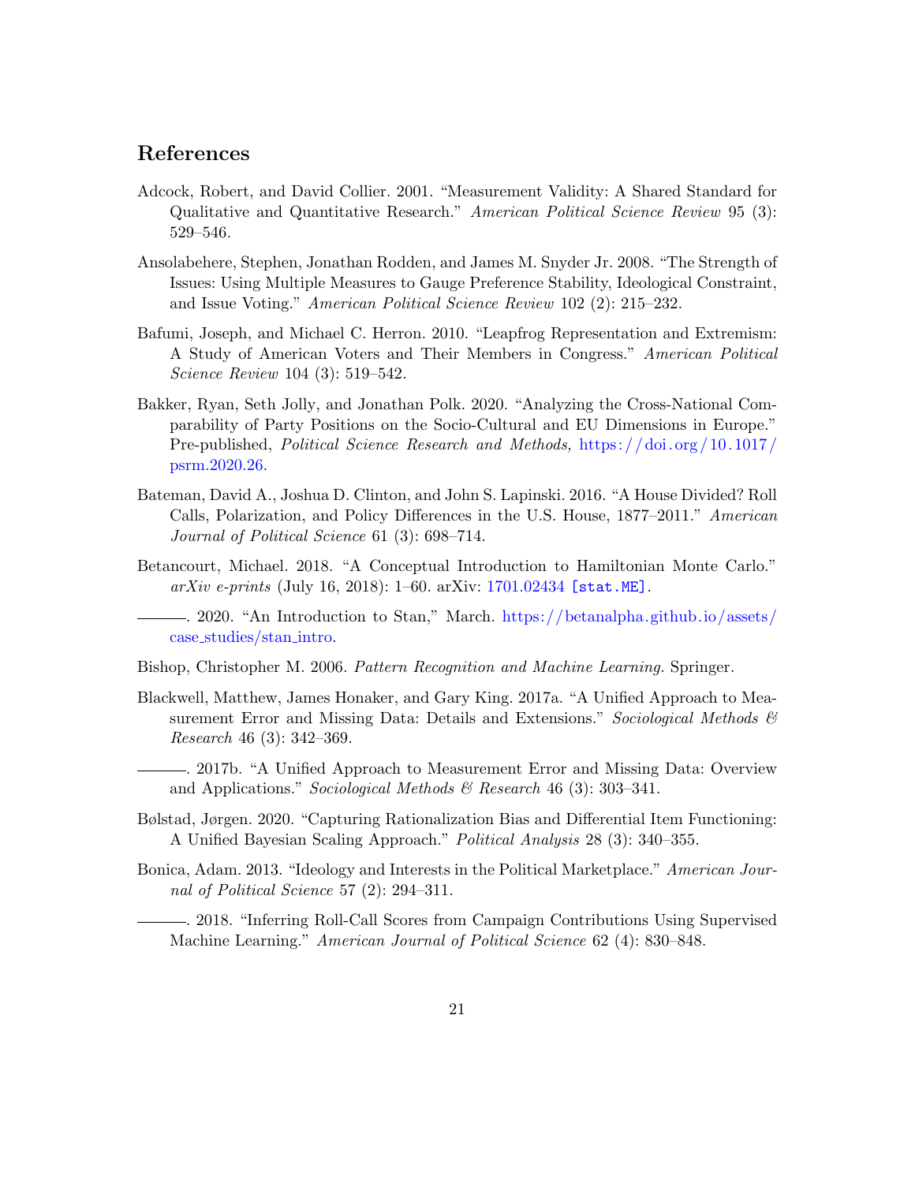## References

Adcock, Robert, and David Collier. 2001. "Measurement Validity: A Shared Standard for Qualitative and Quantitative Research." *American Political Science Review* 95 (3): 529–546.

Ansolabehere, Stephen, Jonathan Rodden, and James M. Snyder Jr. 2008. "The Strength of Issues: Using Multiple Measures to Gauge Preference Stability, Ideological Constraint, and Issue Voting." *American Political Science Review* 102 (2): 215–232.

Bafumi, Joseph, and Michael C. Herron. 2010. "Leapfrog Representation and Extremism: A Study of American Voters and Their Members in Congress." *American Political Science Review* 104 (3): 519–542.

Bakker, Ryan, Seth Jolly, and Jonathan Polk. 2020. "Analyzing the Cross-National Comparability of Party Positions on the Socio-Cultural and EU Dimensions in Europe." Pre-published, *Political Science Research and Methods,* https://doi.org/10.1017/psrm.2020.26.

Bateman, David A., Joshua D. Clinton, and John S. Lapinski. 2016. "A House Divided? Roll Calls, Polarization, and Policy Differences in the U.S. House, 1877–2011." *American Journal of Political Science* 61 (3): 698–714.

Betancourt, Michael. 2018. "A Conceptual Introduction to Hamiltonian Monte Carlo." *arXiv e-prints* (July 16, 2018): 1–60. arXiv: 1701.02434 `[stat.ME]`.

———. 2020. "An Introduction to Stan," March. https://betanalpha.github.io/assets/case_studies/stan_intro.

Bishop, Christopher M. 2006. *Pattern Recognition and Machine Learning.* Springer.

Blackwell, Matthew, James Honaker, and Gary King. 2017a. "A Unified Approach to Measurement Error and Missing Data: Details and Extensions." *Sociological Methods & Research* 46 (3): 342–369.

———. 2017b. "A Unified Approach to Measurement Error and Missing Data: Overview and Applications." *Sociological Methods & Research* 46 (3): 303–341.

Bølstad, Jørgen. 2020. "Capturing Rationalization Bias and Differential Item Functioning: A Unified Bayesian Scaling Approach." *Political Analysis* 28 (3): 340–355.

Bonica, Adam. 2013. "Ideology and Interests in the Political Marketplace." *American Journal of Political Science* 57 (2): 294–311.

———. 2018. "Inferring Roll-Call Scores from Campaign Contributions Using Supervised Machine Learning." *American Journal of Political Science* 62 (4): 830–848.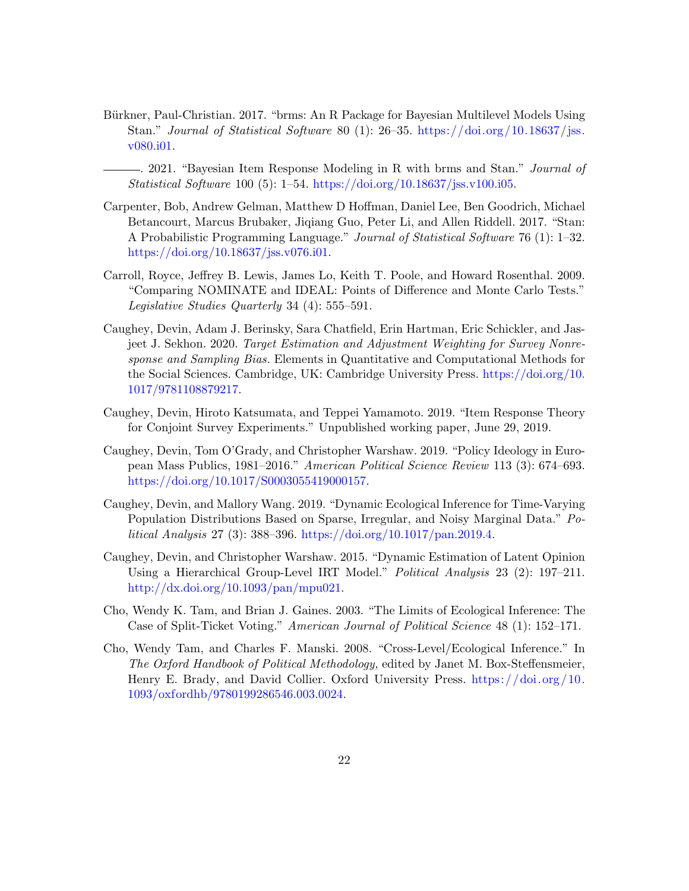Bürkner, Paul-Christian. 2017. "brms: An R Package for Bayesian Multilevel Models Using Stan." *Journal of Statistical Software* 80 (1): 26–35. https://doi.org/10.18637/jss.v080.i01.

———. 2021. "Bayesian Item Response Modeling in R with brms and Stan." *Journal of Statistical Software* 100 (5): 1–54. https://doi.org/10.18637/jss.v100.i05.

Carpenter, Bob, Andrew Gelman, Matthew D Hoffman, Daniel Lee, Ben Goodrich, Michael Betancourt, Marcus Brubaker, Jiqiang Guo, Peter Li, and Allen Riddell. 2017. "Stan: A Probabilistic Programming Language." *Journal of Statistical Software* 76 (1): 1–32. https://doi.org/10.18637/jss.v076.i01.

Carroll, Royce, Jeffrey B. Lewis, James Lo, Keith T. Poole, and Howard Rosenthal. 2009. "Comparing NOMINATE and IDEAL: Points of Difference and Monte Carlo Tests." *Legislative Studies Quarterly* 34 (4): 555–591.

Caughey, Devin, Adam J. Berinsky, Sara Chatfield, Erin Hartman, Eric Schickler, and Jasjeet J. Sekhon. 2020. *Target Estimation and Adjustment Weighting for Survey Nonresponse and Sampling Bias.* Elements in Quantitative and Computational Methods for the Social Sciences. Cambridge, UK: Cambridge University Press. https://doi.org/10.1017/9781108879217.

Caughey, Devin, Hiroto Katsumata, and Teppei Yamamoto. 2019. "Item Response Theory for Conjoint Survey Experiments." Unpublished working paper, June 29, 2019.

Caughey, Devin, Tom O'Grady, and Christopher Warshaw. 2019. "Policy Ideology in European Mass Publics, 1981–2016." *American Political Science Review* 113 (3): 674–693. https://doi.org/10.1017/S0003055419000157.

Caughey, Devin, and Mallory Wang. 2019. "Dynamic Ecological Inference for Time-Varying Population Distributions Based on Sparse, Irregular, and Noisy Marginal Data." *Political Analysis* 27 (3): 388–396. https://doi.org/10.1017/pan.2019.4.

Caughey, Devin, and Christopher Warshaw. 2015. "Dynamic Estimation of Latent Opinion Using a Hierarchical Group-Level IRT Model." *Political Analysis* 23 (2): 197–211. http://dx.doi.org/10.1093/pan/mpu021.

Cho, Wendy K. Tam, and Brian J. Gaines. 2003. "The Limits of Ecological Inference: The Case of Split-Ticket Voting." *American Journal of Political Science* 48 (1): 152–171.

Cho, Wendy Tam, and Charles F. Manski. 2008. "Cross-Level/Ecological Inference." In *The Oxford Handbook of Political Methodology,* edited by Janet M. Box-Steffensmeier, Henry E. Brady, and David Collier. Oxford University Press. https://doi.org/10.1093/oxfordhb/9780199286546.003.0024.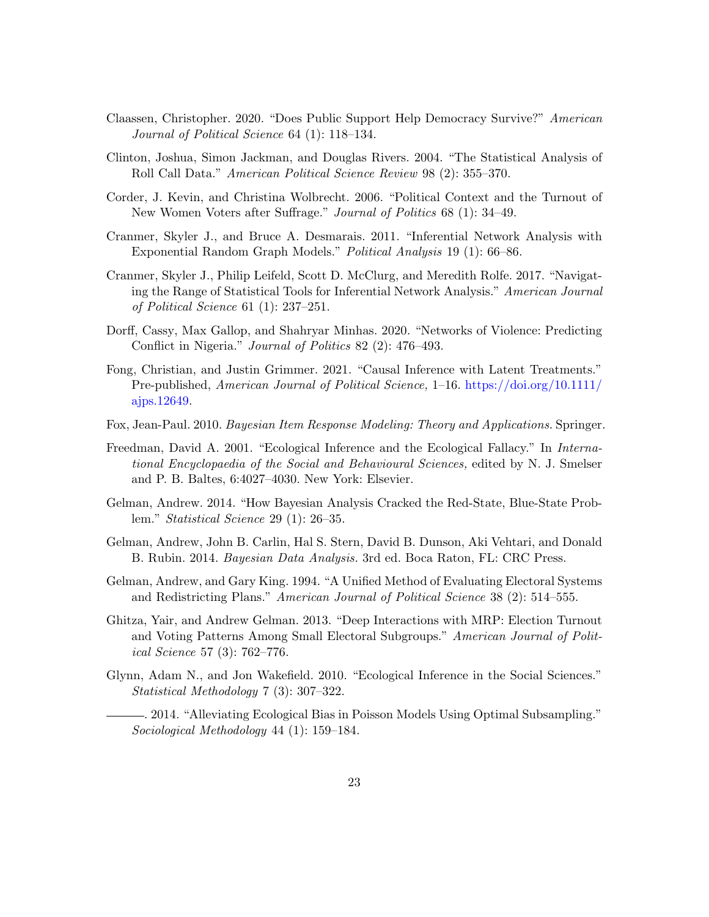Claassen, Christopher. 2020. "Does Public Support Help Democracy Survive?" *American Journal of Political Science* 64 (1): 118–134.

Clinton, Joshua, Simon Jackman, and Douglas Rivers. 2004. "The Statistical Analysis of Roll Call Data." *American Political Science Review* 98 (2): 355–370.

Corder, J. Kevin, and Christina Wolbrecht. 2006. "Political Context and the Turnout of New Women Voters after Suffrage." *Journal of Politics* 68 (1): 34–49.

Cranmer, Skyler J., and Bruce A. Desmarais. 2011. "Inferential Network Analysis with Exponential Random Graph Models." *Political Analysis* 19 (1): 66–86.

Cranmer, Skyler J., Philip Leifeld, Scott D. McClurg, and Meredith Rolfe. 2017. "Navigating the Range of Statistical Tools for Inferential Network Analysis." *American Journal of Political Science* 61 (1): 237–251.

Dorff, Cassy, Max Gallop, and Shahryar Minhas. 2020. "Networks of Violence: Predicting Conflict in Nigeria." *Journal of Politics* 82 (2): 476–493.

Fong, Christian, and Justin Grimmer. 2021. "Causal Inference with Latent Treatments." Pre-published, *American Journal of Political Science,* 1–16. https://doi.org/10.1111/ajps.12649.

Fox, Jean-Paul. 2010. *Bayesian Item Response Modeling: Theory and Applications.* Springer.

Freedman, David A. 2001. "Ecological Inference and the Ecological Fallacy." In *International Encyclopaedia of the Social and Behavioural Sciences,* edited by N. J. Smelser and P. B. Baltes, 6:4027–4030. New York: Elsevier.

Gelman, Andrew. 2014. "How Bayesian Analysis Cracked the Red-State, Blue-State Problem." *Statistical Science* 29 (1): 26–35.

Gelman, Andrew, John B. Carlin, Hal S. Stern, David B. Dunson, Aki Vehtari, and Donald B. Rubin. 2014. *Bayesian Data Analysis.* 3rd ed. Boca Raton, FL: CRC Press.

Gelman, Andrew, and Gary King. 1994. "A Unified Method of Evaluating Electoral Systems and Redistricting Plans." *American Journal of Political Science* 38 (2): 514–555.

Ghitza, Yair, and Andrew Gelman. 2013. "Deep Interactions with MRP: Election Turnout and Voting Patterns Among Small Electoral Subgroups." *American Journal of Political Science* 57 (3): 762–776.

Glynn, Adam N., and Jon Wakefield. 2010. "Ecological Inference in the Social Sciences." *Statistical Methodology* 7 (3): 307–322.

———. 2014. "Alleviating Ecological Bias in Poisson Models Using Optimal Subsampling." *Sociological Methodology* 44 (1): 159–184.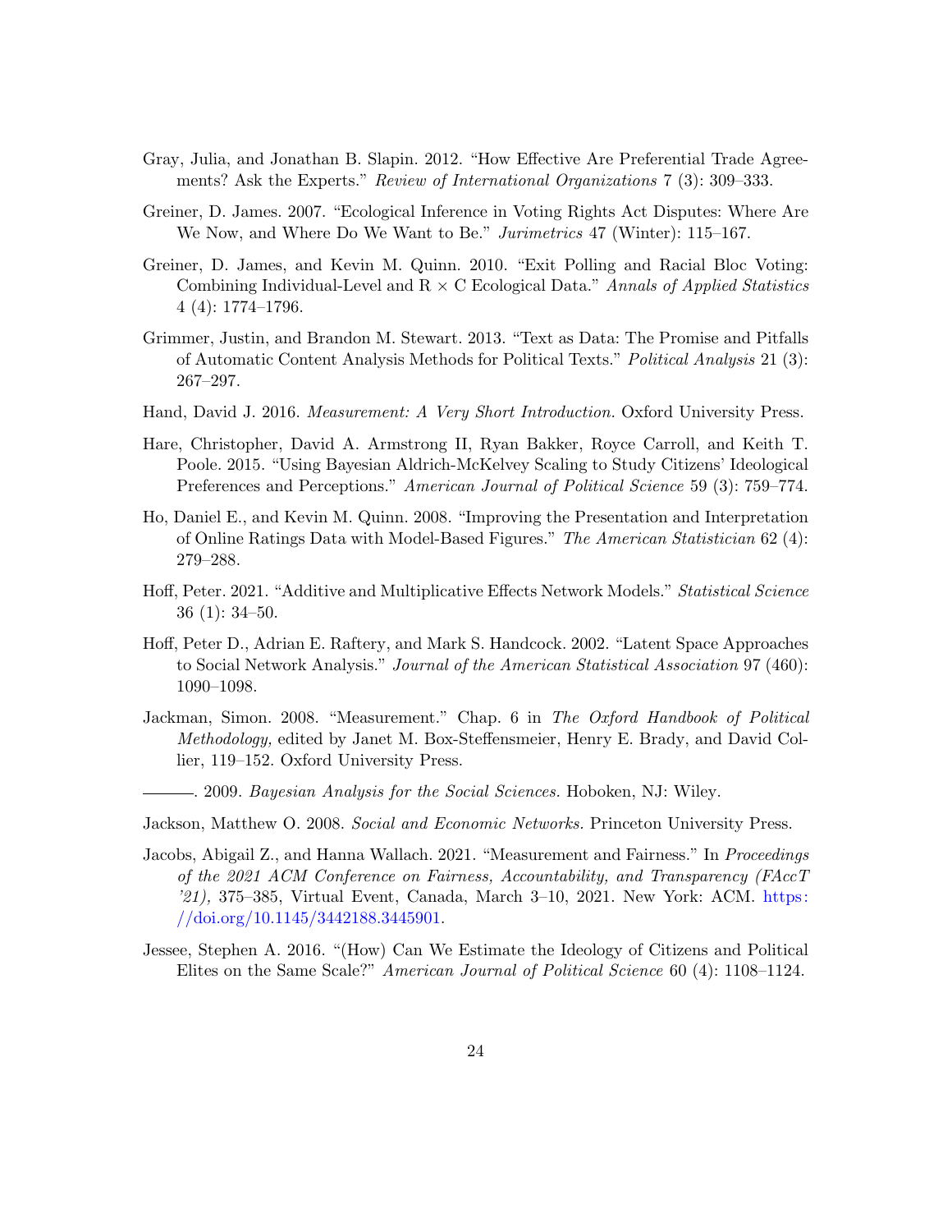Gray, Julia, and Jonathan B. Slapin. 2012. "How Effective Are Preferential Trade Agreements? Ask the Experts." *Review of International Organizations* 7 (3): 309–333.

Greiner, D. James. 2007. "Ecological Inference in Voting Rights Act Disputes: Where Are We Now, and Where Do We Want to Be." *Jurimetrics* 47 (Winter): 115–167.

Greiner, D. James, and Kevin M. Quinn. 2010. "Exit Polling and Racial Bloc Voting: Combining Individual-Level and R × C Ecological Data." *Annals of Applied Statistics* 4 (4): 1774–1796.

Grimmer, Justin, and Brandon M. Stewart. 2013. "Text as Data: The Promise and Pitfalls of Automatic Content Analysis Methods for Political Texts." *Political Analysis* 21 (3): 267–297.

Hand, David J. 2016. *Measurement: A Very Short Introduction.* Oxford University Press.

Hare, Christopher, David A. Armstrong II, Ryan Bakker, Royce Carroll, and Keith T. Poole. 2015. "Using Bayesian Aldrich-McKelvey Scaling to Study Citizens' Ideological Preferences and Perceptions." *American Journal of Political Science* 59 (3): 759–774.

Ho, Daniel E., and Kevin M. Quinn. 2008. "Improving the Presentation and Interpretation of Online Ratings Data with Model-Based Figures." *The American Statistician* 62 (4): 279–288.

Hoff, Peter. 2021. "Additive and Multiplicative Effects Network Models." *Statistical Science* 36 (1): 34–50.

Hoff, Peter D., Adrian E. Raftery, and Mark S. Handcock. 2002. "Latent Space Approaches to Social Network Analysis." *Journal of the American Statistical Association* 97 (460): 1090–1098.

Jackman, Simon. 2008. "Measurement." Chap. 6 in *The Oxford Handbook of Political Methodology,* edited by Janet M. Box-Steffensmeier, Henry E. Brady, and David Collier, 119–152. Oxford University Press.

———. 2009. *Bayesian Analysis for the Social Sciences.* Hoboken, NJ: Wiley.

Jackson, Matthew O. 2008. *Social and Economic Networks.* Princeton University Press.

Jacobs, Abigail Z., and Hanna Wallach. 2021. "Measurement and Fairness." In *Proceedings of the 2021 ACM Conference on Fairness, Accountability, and Transparency (FAccT '21),* 375–385, Virtual Event, Canada, March 3–10, 2021. New York: ACM. https://doi.org/10.1145/3442188.3445901.

Jessee, Stephen A. 2016. "(How) Can We Estimate the Ideology of Citizens and Political Elites on the Same Scale?" *American Journal of Political Science* 60 (4): 1108–1124.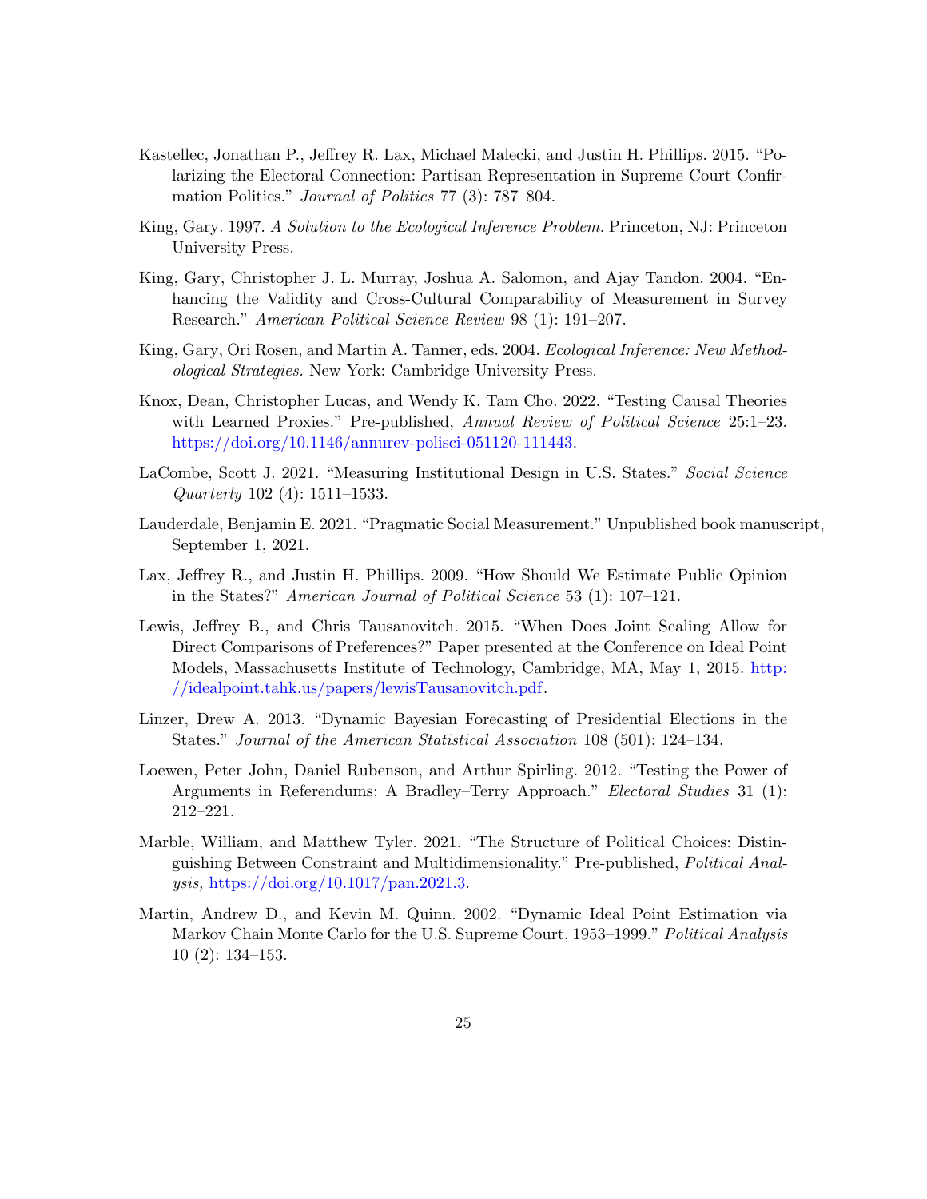Kastellec, Jonathan P., Jeffrey R. Lax, Michael Malecki, and Justin H. Phillips. 2015. "Polarizing the Electoral Connection: Partisan Representation in Supreme Court Confirmation Politics." *Journal of Politics* 77 (3): 787–804.

King, Gary. 1997. *A Solution to the Ecological Inference Problem.* Princeton, NJ: Princeton University Press.

King, Gary, Christopher J. L. Murray, Joshua A. Salomon, and Ajay Tandon. 2004. "Enhancing the Validity and Cross-Cultural Comparability of Measurement in Survey Research." *American Political Science Review* 98 (1): 191–207.

King, Gary, Ori Rosen, and Martin A. Tanner, eds. 2004. *Ecological Inference: New Methodological Strategies.* New York: Cambridge University Press.

Knox, Dean, Christopher Lucas, and Wendy K. Tam Cho. 2022. "Testing Causal Theories with Learned Proxies." Pre-published, *Annual Review of Political Science* 25:1–23. https://doi.org/10.1146/annurev-polisci-051120-111443.

LaCombe, Scott J. 2021. "Measuring Institutional Design in U.S. States." *Social Science Quarterly* 102 (4): 1511–1533.

Lauderdale, Benjamin E. 2021. "Pragmatic Social Measurement." Unpublished book manuscript, September 1, 2021.

Lax, Jeffrey R., and Justin H. Phillips. 2009. "How Should We Estimate Public Opinion in the States?" *American Journal of Political Science* 53 (1): 107–121.

Lewis, Jeffrey B., and Chris Tausanovitch. 2015. "When Does Joint Scaling Allow for Direct Comparisons of Preferences?" Paper presented at the Conference on Ideal Point Models, Massachusetts Institute of Technology, Cambridge, MA, May 1, 2015. http://idealpoint.tahk.us/papers/lewisTausanovitch.pdf.

Linzer, Drew A. 2013. "Dynamic Bayesian Forecasting of Presidential Elections in the States." *Journal of the American Statistical Association* 108 (501): 124–134.

Loewen, Peter John, Daniel Rubenson, and Arthur Spirling. 2012. "Testing the Power of Arguments in Referendums: A Bradley–Terry Approach." *Electoral Studies* 31 (1): 212–221.

Marble, William, and Matthew Tyler. 2021. "The Structure of Political Choices: Distinguishing Between Constraint and Multidimensionality." Pre-published, *Political Analysis,* https://doi.org/10.1017/pan.2021.3.

Martin, Andrew D., and Kevin M. Quinn. 2002. "Dynamic Ideal Point Estimation via Markov Chain Monte Carlo for the U.S. Supreme Court, 1953–1999." *Political Analysis* 10 (2): 134–153.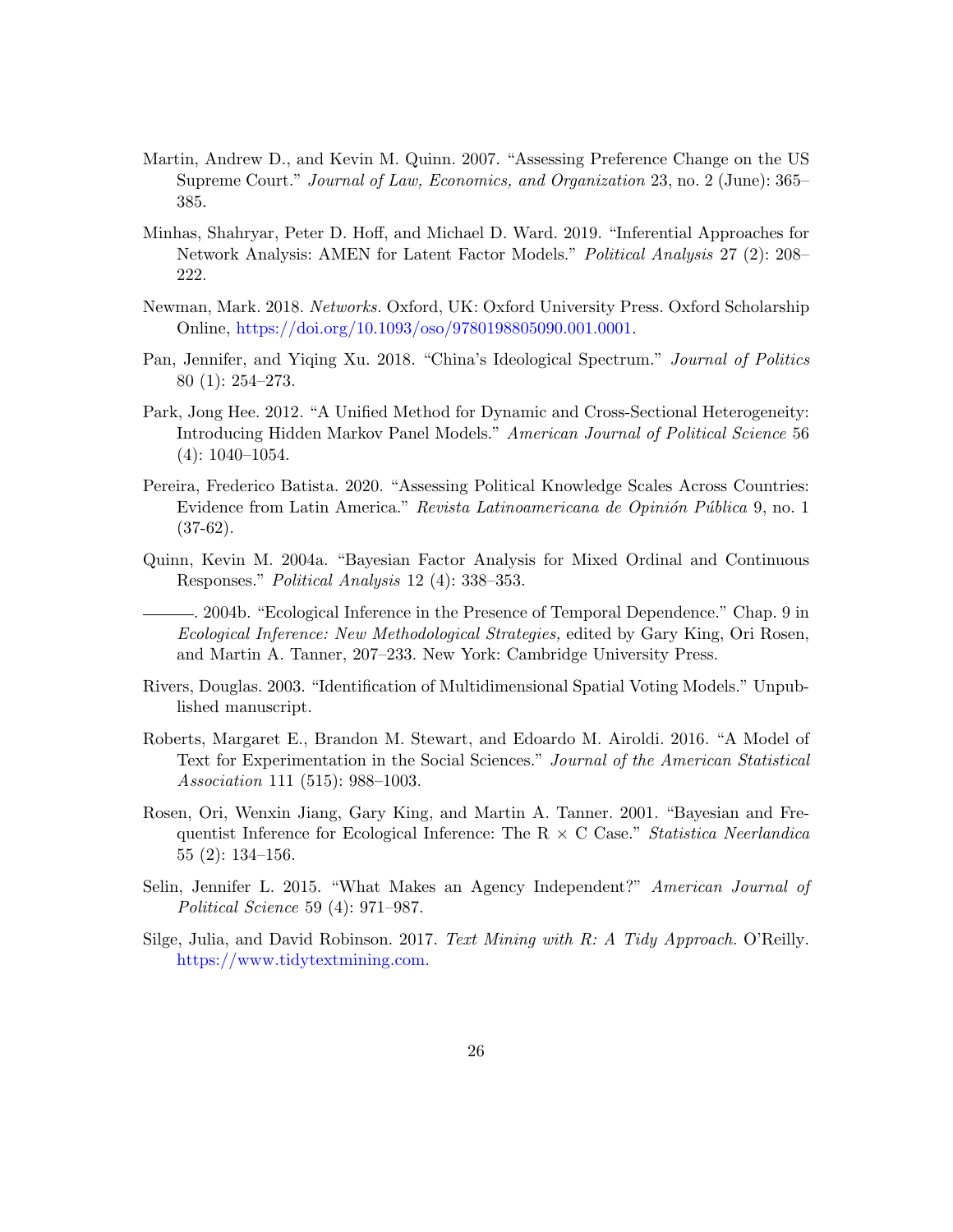Martin, Andrew D., and Kevin M. Quinn. 2007. "Assessing Preference Change on the US Supreme Court." *Journal of Law, Economics, and Organization* 23, no. 2 (June): 365–385.

Minhas, Shahryar, Peter D. Hoff, and Michael D. Ward. 2019. "Inferential Approaches for Network Analysis: AMEN for Latent Factor Models." *Political Analysis* 27 (2): 208–222.

Newman, Mark. 2018. *Networks.* Oxford, UK: Oxford University Press. Oxford Scholarship Online, https://doi.org/10.1093/oso/9780198805090.001.0001.

Pan, Jennifer, and Yiqing Xu. 2018. "China's Ideological Spectrum." *Journal of Politics* 80 (1): 254–273.

Park, Jong Hee. 2012. "A Unified Method for Dynamic and Cross-Sectional Heterogeneity: Introducing Hidden Markov Panel Models." *American Journal of Political Science* 56 (4): 1040–1054.

Pereira, Frederico Batista. 2020. "Assessing Political Knowledge Scales Across Countries: Evidence from Latin America." *Revista Latinoamericana de Opinión Pública* 9, no. 1 (37-62).

Quinn, Kevin M. 2004a. "Bayesian Factor Analysis for Mixed Ordinal and Continuous Responses." *Political Analysis* 12 (4): 338–353.

———. 2004b. "Ecological Inference in the Presence of Temporal Dependence." Chap. 9 in *Ecological Inference: New Methodological Strategies,* edited by Gary King, Ori Rosen, and Martin A. Tanner, 207–233. New York: Cambridge University Press.

Rivers, Douglas. 2003. "Identification of Multidimensional Spatial Voting Models." Unpublished manuscript.

Roberts, Margaret E., Brandon M. Stewart, and Edoardo M. Airoldi. 2016. "A Model of Text for Experimentation in the Social Sciences." *Journal of the American Statistical Association* 111 (515): 988–1003.

Rosen, Ori, Wenxin Jiang, Gary King, and Martin A. Tanner. 2001. "Bayesian and Frequentist Inference for Ecological Inference: The R $\times$ C Case." *Statistica Neerlandica* 55 (2): 134–156.

Selin, Jennifer L. 2015. "What Makes an Agency Independent?" *American Journal of Political Science* 59 (4): 971–987.

Silge, Julia, and David Robinson. 2017. *Text Mining with R: A Tidy Approach.* O'Reilly. https://www.tidytextmining.com.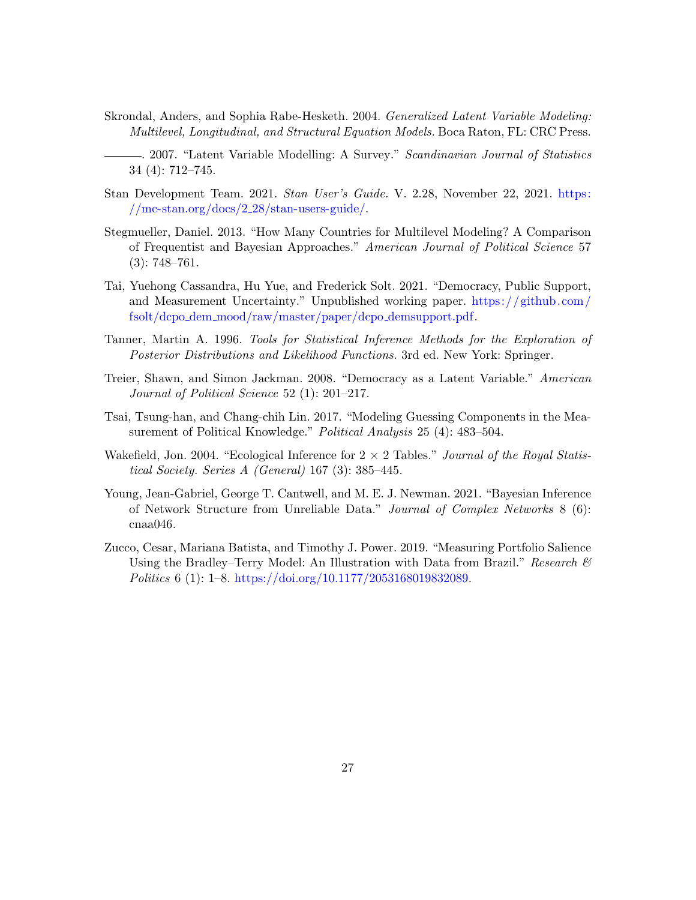Skrondal, Anders, and Sophia Rabe-Hesketh. 2004. *Generalized Latent Variable Modeling: Multilevel, Longitudinal, and Structural Equation Models.* Boca Raton, FL: CRC Press.

———. 2007. "Latent Variable Modelling: A Survey." *Scandinavian Journal of Statistics* 34 (4): 712–745.

Stan Development Team. 2021. *Stan User's Guide.* V. 2.28, November 22, 2021. https://mc-stan.org/docs/2_28/stan-users-guide/.

Stegmueller, Daniel. 2013. "How Many Countries for Multilevel Modeling? A Comparison of Frequentist and Bayesian Approaches." *American Journal of Political Science* 57 (3): 748–761.

Tai, Yuehong Cassandra, Hu Yue, and Frederick Solt. 2021. "Democracy, Public Support, and Measurement Uncertainty." Unpublished working paper. https://github.com/fsolt/dcpo_dem_mood/raw/master/paper/dcpo_demsupport.pdf.

Tanner, Martin A. 1996. *Tools for Statistical Inference Methods for the Exploration of Posterior Distributions and Likelihood Functions.* 3rd ed. New York: Springer.

Treier, Shawn, and Simon Jackman. 2008. "Democracy as a Latent Variable." *American Journal of Political Science* 52 (1): 201–217.

Tsai, Tsung-han, and Chang-chih Lin. 2017. "Modeling Guessing Components in the Measurement of Political Knowledge." *Political Analysis* 25 (4): 483–504.

Wakefield, Jon. 2004. "Ecological Inference for 2 × 2 Tables." *Journal of the Royal Statistical Society. Series A (General)* 167 (3): 385–445.

Young, Jean-Gabriel, George T. Cantwell, and M. E. J. Newman. 2021. "Bayesian Inference of Network Structure from Unreliable Data." *Journal of Complex Networks* 8 (6): cnaa046.

Zucco, Cesar, Mariana Batista, and Timothy J. Power. 2019. "Measuring Portfolio Salience Using the Bradley–Terry Model: An Illustration with Data from Brazil." *Research & Politics* 6 (1): 1–8. https://doi.org/10.1177/2053168019832089.